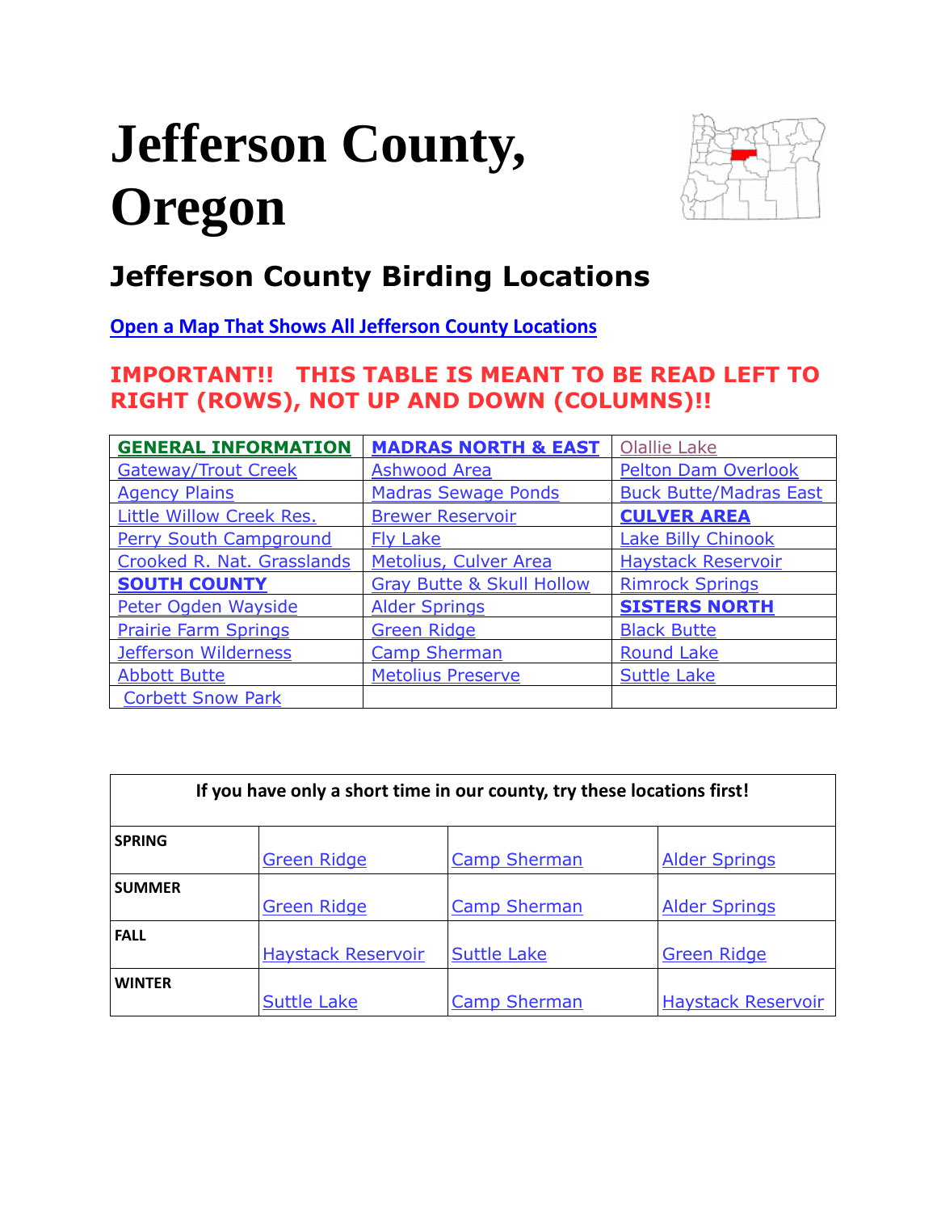# Jefferson County, Oregon

## Jefferson County Birding Locations

**Open a Map That Shows All Jefferson County Locations**

**IMPORTANT!! THIS TABLE IS MEANT TO BE READ LEFT TO RIGHT (ROWS), NOT UP AND DOWN (COLUMNS)!!**

| **GENERAL INFORMATION** | **MADRAS NORTH & EAST** | Olallie Lake |
|---|---|---|
| Gateway/Trout Creek | Ashwood Area | Pelton Dam Overlook |
| Agency Plains | Madras Sewage Ponds | Buck Butte/Madras East |
| Little Willow Creek Res. | Brewer Reservoir | **CULVER AREA** |
| Perry South Campground | Fly Lake | Lake Billy Chinook |
| Crooked R. Nat. Grasslands | Metolius, Culver Area | Haystack Reservoir |
| **SOUTH COUNTY** | Gray Butte & Skull Hollow | Rimrock Springs |
| Peter Ogden Wayside | Alder Springs | **SISTERS NORTH** |
| Prairie Farm Springs | Green Ridge | Black Butte |
| Jefferson Wilderness | Camp Sherman | Round Lake |
| Abbott Butte | Metolius Preserve | Suttle Lake |
| Corbett Snow Park | | |

| If you have only a short time in our county, try these locations first! | | | |
|---|---|---|---|
| **SPRING** | Green Ridge | Camp Sherman | Alder Springs |
| **SUMMER** | Green Ridge | Camp Sherman | Alder Springs |
| **FALL** | Haystack Reservoir | Suttle Lake | Green Ridge |
| **WINTER** | Suttle Lake | Camp Sherman | Haystack Reservoir |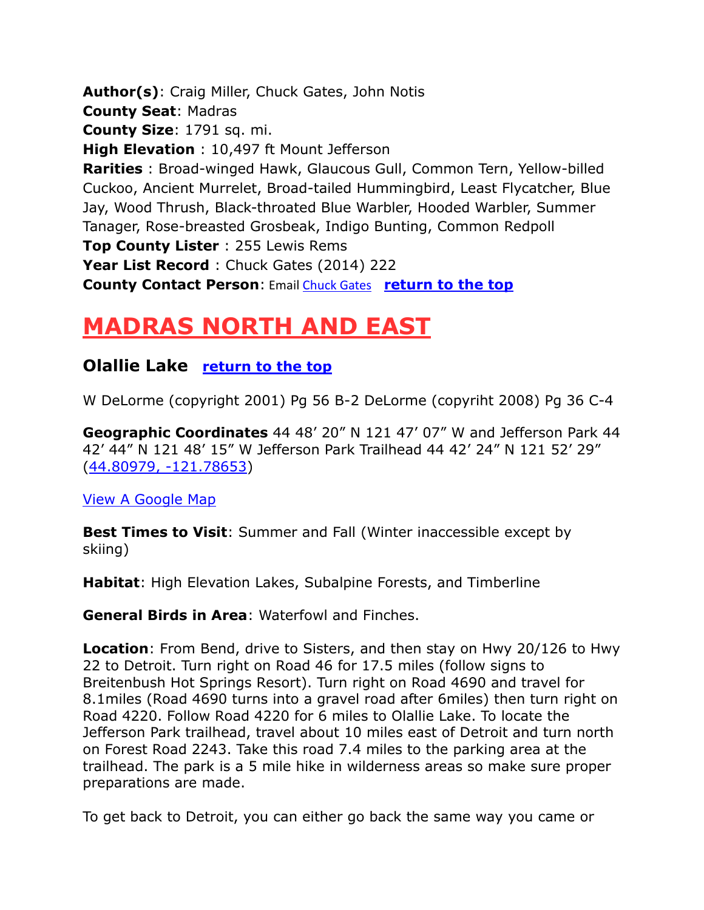**Author(s)**: Craig Miller, Chuck Gates, John Notis
**County Seat**: Madras
**County Size**: 1791 sq. mi.
**High Elevation** : 10,497 ft Mount Jefferson
**Rarities** : Broad-winged Hawk, Glaucous Gull, Common Tern, Yellow-billed Cuckoo, Ancient Murrelet, Broad-tailed Hummingbird, Least Flycatcher, Blue Jay, Wood Thrush, Black-throated Blue Warbler, Hooded Warbler, Summer Tanager, Rose-breasted Grosbeak, Indigo Bunting, Common Redpoll
**Top County Lister** : 255 Lewis Rems
**Year List Record** : Chuck Gates (2014) 222
**County Contact Person**: Email Chuck Gates **return to the top**

# MADRAS NORTH AND EAST

## Olallie Lake return to the top

W DeLorme (copyright 2001) Pg 56 B-2 DeLorme (copyriht 2008) Pg 36 C-4

**Geographic Coordinates** 44 48’ 20” N 121 47’ 07” W and Jefferson Park 44 42’ 44” N 121 48’ 15” W Jefferson Park Trailhead 44 42’ 24” N 121 52’ 29” (44.80979, -121.78653)

View A Google Map

**Best Times to Visit**: Summer and Fall (Winter inaccessible except by skiing)

**Habitat**: High Elevation Lakes, Subalpine Forests, and Timberline

**General Birds in Area**: Waterfowl and Finches.

**Location**: From Bend, drive to Sisters, and then stay on Hwy 20/126 to Hwy 22 to Detroit. Turn right on Road 46 for 17.5 miles (follow signs to Breitenbush Hot Springs Resort). Turn right on Road 4690 and travel for 8.1miles (Road 4690 turns into a gravel road after 6miles) then turn right on Road 4220. Follow Road 4220 for 6 miles to Olallie Lake. To locate the Jefferson Park trailhead, travel about 10 miles east of Detroit and turn north on Forest Road 2243. Take this road 7.4 miles to the parking area at the trailhead. The park is a 5 mile hike in wilderness areas so make sure proper preparations are made.

To get back to Detroit, you can either go back the same way you came or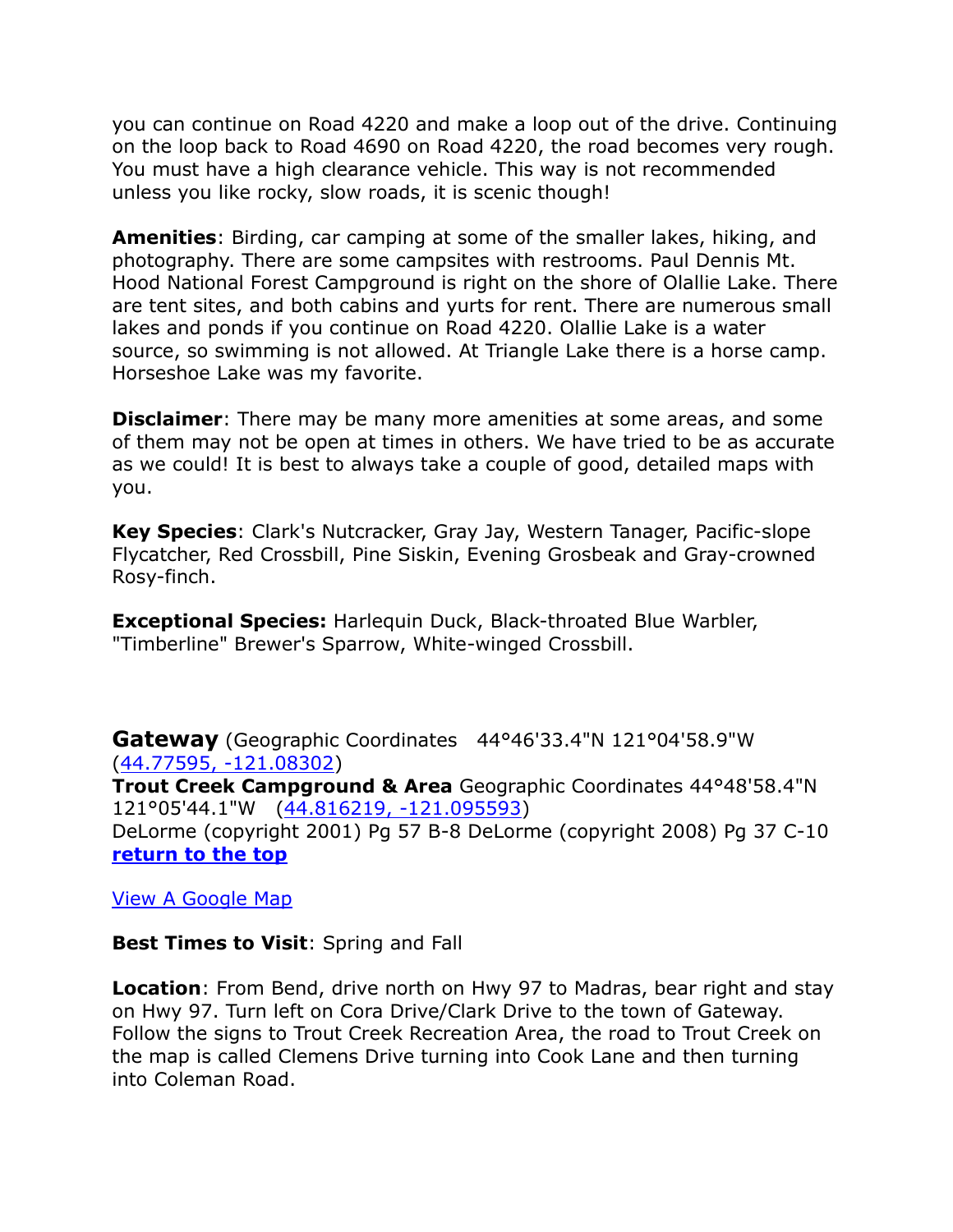you can continue on Road 4220 and make a loop out of the drive. Continuing on the loop back to Road 4690 on Road 4220, the road becomes very rough. You must have a high clearance vehicle. This way is not recommended unless you like rocky, slow roads, it is scenic though!

**Amenities**: Birding, car camping at some of the smaller lakes, hiking, and photography. There are some campsites with restrooms. Paul Dennis Mt. Hood National Forest Campground is right on the shore of Olallie Lake. There are tent sites, and both cabins and yurts for rent. There are numerous small lakes and ponds if you continue on Road 4220. Olallie Lake is a water source, so swimming is not allowed. At Triangle Lake there is a horse camp. Horseshoe Lake was my favorite.

**Disclaimer**: There may be many more amenities at some areas, and some of them may not be open at times in others. We have tried to be as accurate as we could! It is best to always take a couple of good, detailed maps with you.

**Key Species**: Clark's Nutcracker, Gray Jay, Western Tanager, Pacific-slope Flycatcher, Red Crossbill, Pine Siskin, Evening Grosbeak and Gray-crowned Rosy-finch.

**Exceptional Species:** Harlequin Duck, Black-throated Blue Warbler, "Timberline" Brewer's Sparrow, White-winged Crossbill.

## Gateway (Geographic Coordinates 44°46'33.4"N 121°04'58.9"W (44.77595, -121.08302)

**Trout Creek Campground & Area** Geographic Coordinates 44°48'58.4"N 121°05'44.1"W (44.816219, -121.095593)
DeLorme (copyright 2001) Pg 57 B-8 DeLorme (copyright 2008) Pg 37 C-10
**return to the top**

View A Google Map

**Best Times to Visit**: Spring and Fall

**Location**: From Bend, drive north on Hwy 97 to Madras, bear right and stay on Hwy 97. Turn left on Cora Drive/Clark Drive to the town of Gateway. Follow the signs to Trout Creek Recreation Area, the road to Trout Creek on the map is called Clemens Drive turning into Cook Lane and then turning into Coleman Road.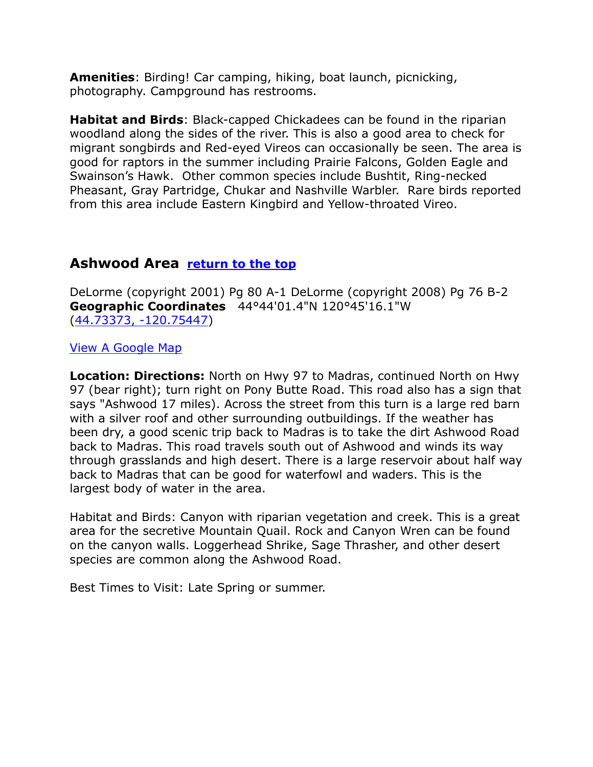**Amenities**: Birding! Car camping, hiking, boat launch, picnicking, photography. Campground has restrooms.

**Habitat and Birds**: Black-capped Chickadees can be found in the riparian woodland along the sides of the river. This is also a good area to check for migrant songbirds and Red-eyed Vireos can occasionally be seen. The area is good for raptors in the summer including Prairie Falcons, Golden Eagle and Swainson's Hawk. Other common species include Bushtit, Ring-necked Pheasant, Gray Partridge, Chukar and Nashville Warbler. Rare birds reported from this area include Eastern Kingbird and Yellow-throated Vireo.

## Ashwood Area [return to the top]

DeLorme (copyright 2001) Pg 80 A-1 DeLorme (copyright 2008) Pg 76 B-2
**Geographic Coordinates** 44°44'01.4"N 120°45'16.1"W (44.73373, -120.75447)

View A Google Map

**Location: Directions:** North on Hwy 97 to Madras, continued North on Hwy 97 (bear right); turn right on Pony Butte Road. This road also has a sign that says "Ashwood 17 miles). Across the street from this turn is a large red barn with a silver roof and other surrounding outbuildings. If the weather has been dry, a good scenic trip back to Madras is to take the dirt Ashwood Road back to Madras. This road travels south out of Ashwood and winds its way through grasslands and high desert. There is a large reservoir about half way back to Madras that can be good for waterfowl and waders. This is the largest body of water in the area.

Habitat and Birds: Canyon with riparian vegetation and creek. This is a great area for the secretive Mountain Quail. Rock and Canyon Wren can be found on the canyon walls. Loggerhead Shrike, Sage Thrasher, and other desert species are common along the Ashwood Road.

Best Times to Visit: Late Spring or summer.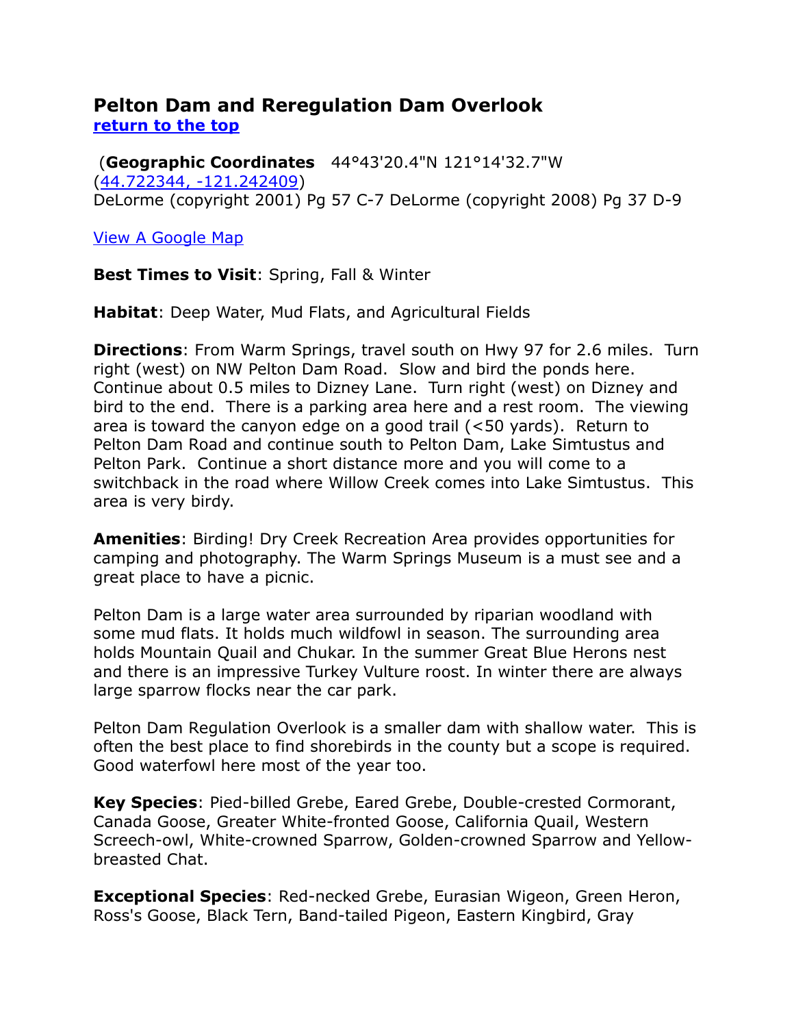## Pelton Dam and Reregulation Dam Overlook

**return to the top**

(**Geographic Coordinates** 44°43'20.4"N 121°14'32.7"W (44.722344, -121.242409)
DeLorme (copyright 2001) Pg 57 C-7 DeLorme (copyright 2008) Pg 37 D-9

View A Google Map

**Best Times to Visit**: Spring, Fall & Winter

**Habitat**: Deep Water, Mud Flats, and Agricultural Fields

**Directions**: From Warm Springs, travel south on Hwy 97 for 2.6 miles. Turn right (west) on NW Pelton Dam Road. Slow and bird the ponds here. Continue about 0.5 miles to Dizney Lane. Turn right (west) on Dizney and bird to the end. There is a parking area here and a rest room. The viewing area is toward the canyon edge on a good trail (<50 yards). Return to Pelton Dam Road and continue south to Pelton Dam, Lake Simtustus and Pelton Park. Continue a short distance more and you will come to a switchback in the road where Willow Creek comes into Lake Simtustus. This area is very birdy.

**Amenities**: Birding! Dry Creek Recreation Area provides opportunities for camping and photography. The Warm Springs Museum is a must see and a great place to have a picnic.

Pelton Dam is a large water area surrounded by riparian woodland with some mud flats. It holds much wildfowl in season. The surrounding area holds Mountain Quail and Chukar. In the summer Great Blue Herons nest and there is an impressive Turkey Vulture roost. In winter there are always large sparrow flocks near the car park.

Pelton Dam Regulation Overlook is a smaller dam with shallow water. This is often the best place to find shorebirds in the county but a scope is required. Good waterfowl here most of the year too.

**Key Species**: Pied-billed Grebe, Eared Grebe, Double-crested Cormorant, Canada Goose, Greater White-fronted Goose, California Quail, Western Screech-owl, White-crowned Sparrow, Golden-crowned Sparrow and Yellow-breasted Chat.

**Exceptional Species**: Red-necked Grebe, Eurasian Wigeon, Green Heron, Ross's Goose, Black Tern, Band-tailed Pigeon, Eastern Kingbird, Gray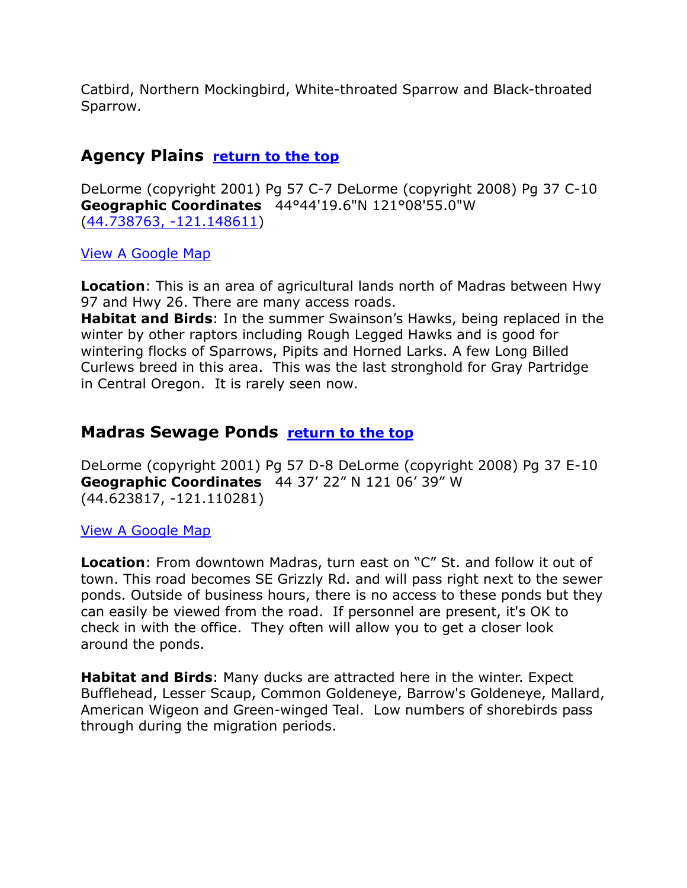Catbird, Northern Mockingbird, White-throated Sparrow and Black-throated Sparrow.

## Agency Plains [return to the top]

DeLorme (copyright 2001) Pg 57 C-7 DeLorme (copyright 2008) Pg 37 C-10
**Geographic Coordinates** 44°44'19.6"N 121°08'55.0"W
([44.738763, -121.148611])

[View A Google Map]

**Location**: This is an area of agricultural lands north of Madras between Hwy 97 and Hwy 26. There are many access roads.
**Habitat and Birds**: In the summer Swainson's Hawks, being replaced in the winter by other raptors including Rough Legged Hawks and is good for wintering flocks of Sparrows, Pipits and Horned Larks. A few Long Billed Curlews breed in this area. This was the last stronghold for Gray Partridge in Central Oregon. It is rarely seen now.

## Madras Sewage Ponds [return to the top]

DeLorme (copyright 2001) Pg 57 D-8 DeLorme (copyright 2008) Pg 37 E-10
**Geographic Coordinates** 44 37′ 22″ N 121 06′ 39″ W
(44.623817, -121.110281)

[View A Google Map]

**Location**: From downtown Madras, turn east on "C" St. and follow it out of town. This road becomes SE Grizzly Rd. and will pass right next to the sewer ponds. Outside of business hours, there is no access to these ponds but they can easily be viewed from the road. If personnel are present, it's OK to check in with the office. They often will allow you to get a closer look around the ponds.

**Habitat and Birds**: Many ducks are attracted here in the winter. Expect Bufflehead, Lesser Scaup, Common Goldeneye, Barrow's Goldeneye, Mallard, American Wigeon and Green-winged Teal. Low numbers of shorebirds pass through during the migration periods.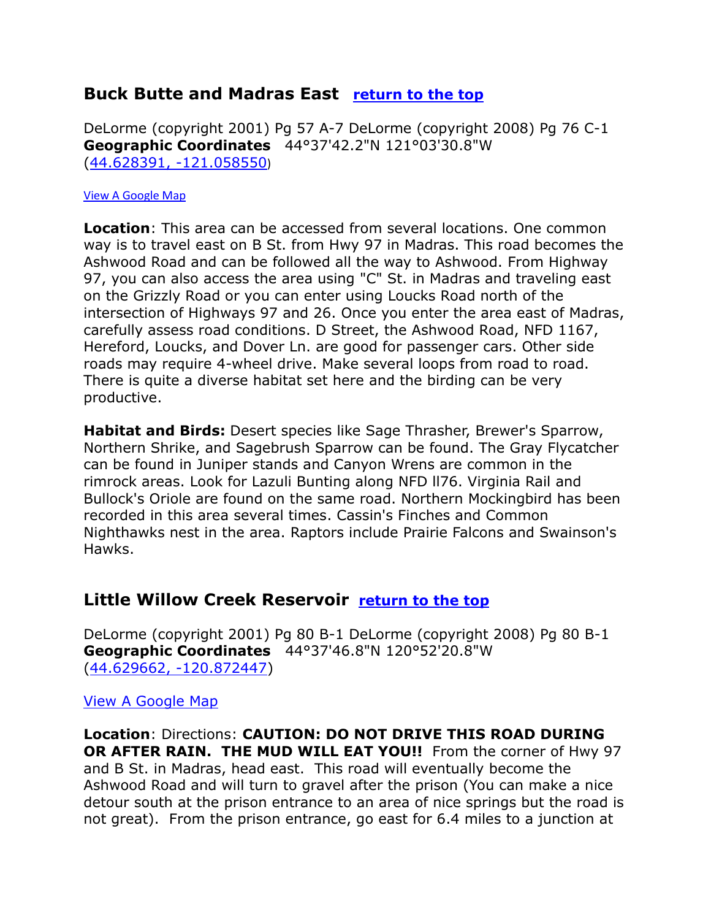## Buck Butte and Madras East [return to the top]

DeLorme (copyright 2001) Pg 57 A-7 DeLorme (copyright 2008) Pg 76 C-1
**Geographic Coordinates** 44°37'42.2"N 121°03'30.8"W
([44.628391, -121.058550])

[View A Google Map]

**Location**: This area can be accessed from several locations. One common way is to travel east on B St. from Hwy 97 in Madras. This road becomes the Ashwood Road and can be followed all the way to Ashwood. From Highway 97, you can also access the area using "C" St. in Madras and traveling east on the Grizzly Road or you can enter using Loucks Road north of the intersection of Highways 97 and 26. Once you enter the area east of Madras, carefully assess road conditions. D Street, the Ashwood Road, NFD 1167, Hereford, Loucks, and Dover Ln. are good for passenger cars. Other side roads may require 4-wheel drive. Make several loops from road to road. There is quite a diverse habitat set here and the birding can be very productive.

**Habitat and Birds:** Desert species like Sage Thrasher, Brewer's Sparrow, Northern Shrike, and Sagebrush Sparrow can be found. The Gray Flycatcher can be found in Juniper stands and Canyon Wrens are common in the rimrock areas. Look for Lazuli Bunting along NFD ll76. Virginia Rail and Bullock's Oriole are found on the same road. Northern Mockingbird has been recorded in this area several times. Cassin's Finches and Common Nighthawks nest in the area. Raptors include Prairie Falcons and Swainson's Hawks.

## Little Willow Creek Reservoir [return to the top]

DeLorme (copyright 2001) Pg 80 B-1 DeLorme (copyright 2008) Pg 80 B-1
**Geographic Coordinates** 44°37'46.8"N 120°52'20.8"W
([44.629662, -120.872447])

[View A Google Map]

**Location**: Directions: **CAUTION: DO NOT DRIVE THIS ROAD DURING OR AFTER RAIN. THE MUD WILL EAT YOU!!** From the corner of Hwy 97 and B St. in Madras, head east. This road will eventually become the Ashwood Road and will turn to gravel after the prison (You can make a nice detour south at the prison entrance to an area of nice springs but the road is not great). From the prison entrance, go east for 6.4 miles to a junction at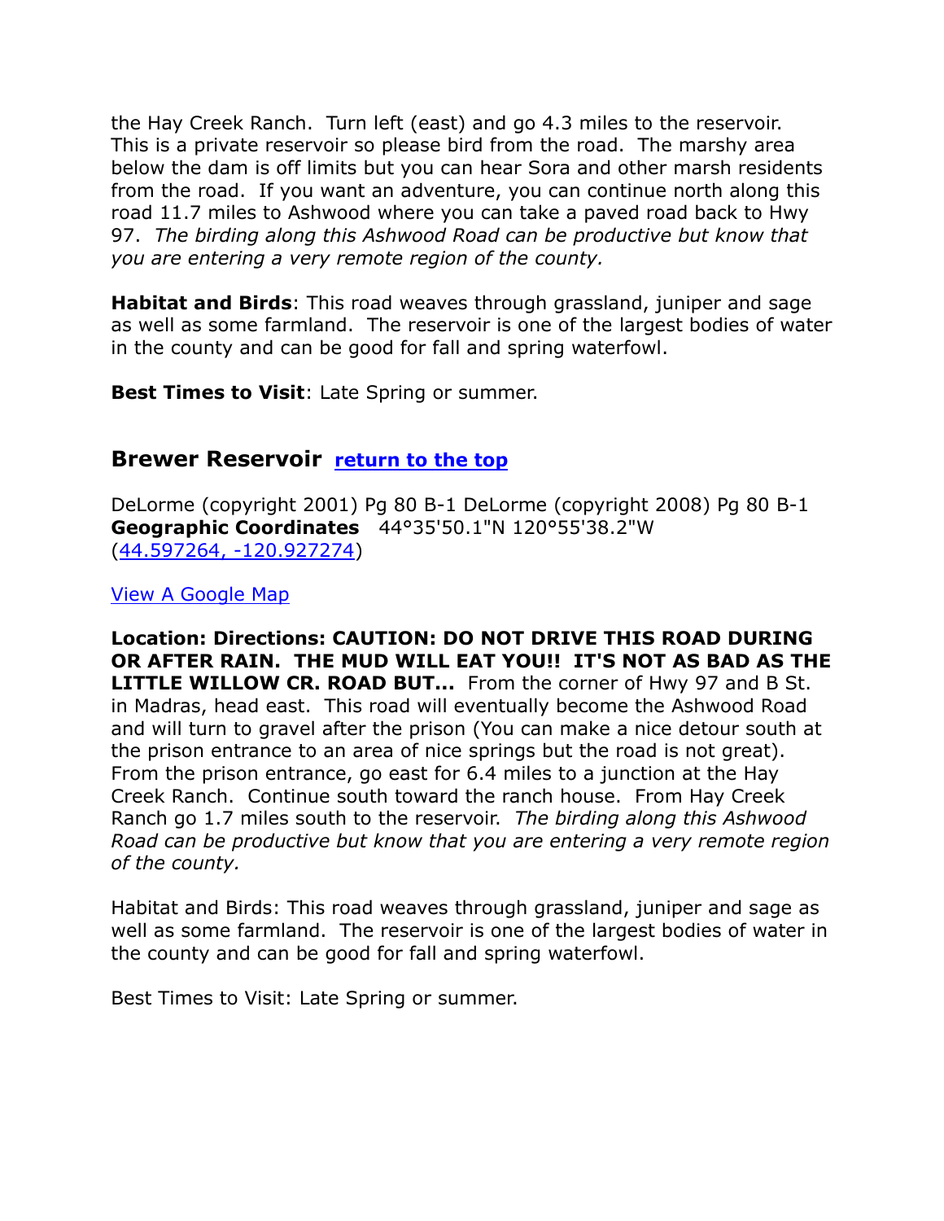the Hay Creek Ranch. Turn left (east) and go 4.3 miles to the reservoir. This is a private reservoir so please bird from the road. The marshy area below the dam is off limits but you can hear Sora and other marsh residents from the road. If you want an adventure, you can continue north along this road 11.7 miles to Ashwood where you can take a paved road back to Hwy 97. *The birding along this Ashwood Road can be productive but know that you are entering a very remote region of the county.*

**Habitat and Birds**: This road weaves through grassland, juniper and sage as well as some farmland. The reservoir is one of the largest bodies of water in the county and can be good for fall and spring waterfowl.

**Best Times to Visit**: Late Spring or summer.

## Brewer Reservoir [return to the top]

DeLorme (copyright 2001) Pg 80 B-1 DeLorme (copyright 2008) Pg 80 B-1
**Geographic Coordinates** 44°35'50.1"N 120°55'38.2"W
(44.597264, -120.927274)

View A Google Map

**Location: Directions: CAUTION: DO NOT DRIVE THIS ROAD DURING OR AFTER RAIN. THE MUD WILL EAT YOU!! IT'S NOT AS BAD AS THE LITTLE WILLOW CR. ROAD BUT...** From the corner of Hwy 97 and B St. in Madras, head east. This road will eventually become the Ashwood Road and will turn to gravel after the prison (You can make a nice detour south at the prison entrance to an area of nice springs but the road is not great). From the prison entrance, go east for 6.4 miles to a junction at the Hay Creek Ranch. Continue south toward the ranch house. From Hay Creek Ranch go 1.7 miles south to the reservoir. *The birding along this Ashwood Road can be productive but know that you are entering a very remote region of the county.*

Habitat and Birds: This road weaves through grassland, juniper and sage as well as some farmland. The reservoir is one of the largest bodies of water in the county and can be good for fall and spring waterfowl.

Best Times to Visit: Late Spring or summer.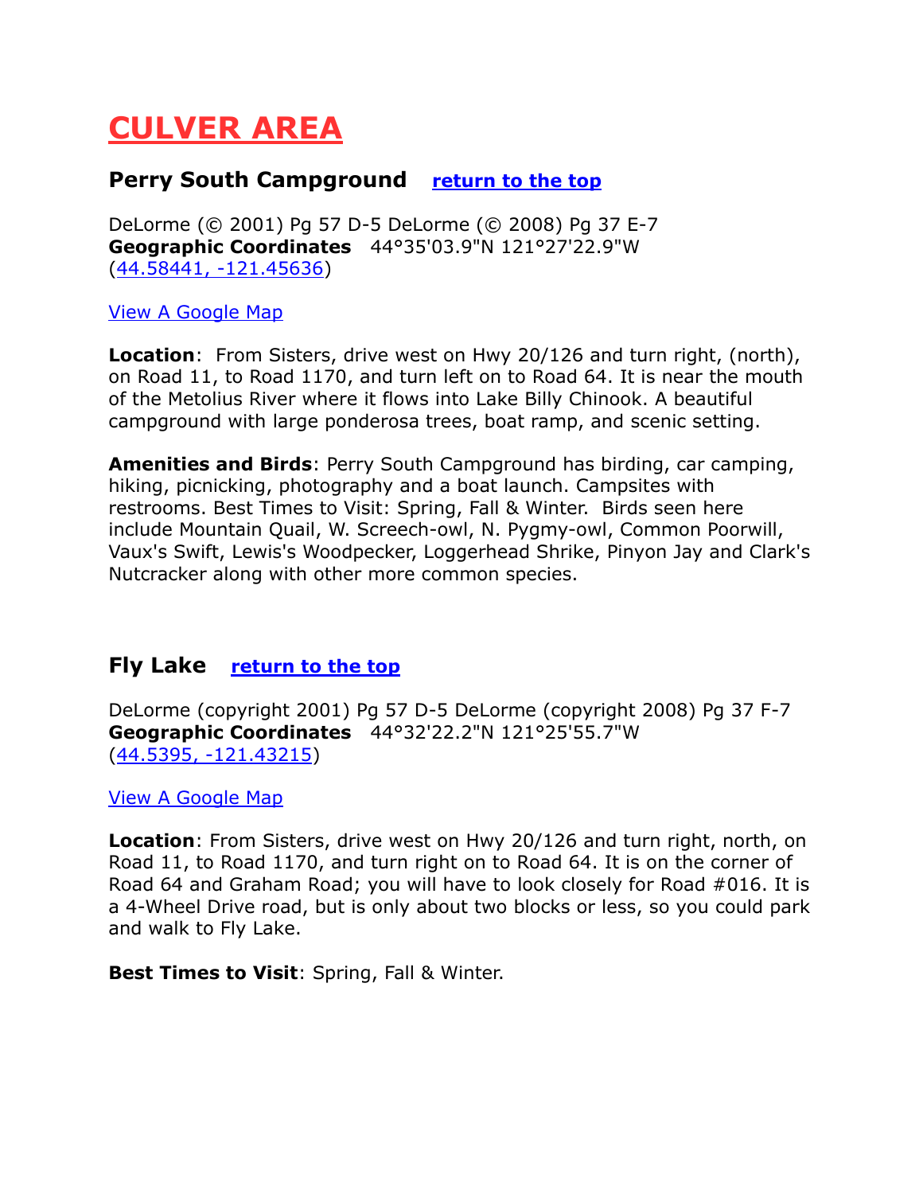# CULVER AREA

### Perry South Campground   return to the top

DeLorme (© 2001) Pg 57 D-5 DeLorme (© 2008) Pg 37 E-7
**Geographic Coordinates**   44°35'03.9"N 121°27'22.9"W
(44.58441, -121.45636)

View A Google Map

**Location**:  From Sisters, drive west on Hwy 20/126 and turn right, (north), on Road 11, to Road 1170, and turn left on to Road 64. It is near the mouth of the Metolius River where it flows into Lake Billy Chinook. A beautiful campground with large ponderosa trees, boat ramp, and scenic setting.

**Amenities and Birds**: Perry South Campground has birding, car camping, hiking, picnicking, photography and a boat launch. Campsites with restrooms. Best Times to Visit: Spring, Fall & Winter.  Birds seen here include Mountain Quail, W. Screech-owl, N. Pygmy-owl, Common Poorwill, Vaux's Swift, Lewis's Woodpecker, Loggerhead Shrike, Pinyon Jay and Clark's Nutcracker along with other more common species.

### Fly Lake   return to the top

DeLorme (copyright 2001) Pg 57 D-5 DeLorme (copyright 2008) Pg 37 F-7
**Geographic Coordinates**   44°32'22.2"N 121°25'55.7"W
(44.5395, -121.43215)

View A Google Map

**Location**: From Sisters, drive west on Hwy 20/126 and turn right, north, on Road 11, to Road 1170, and turn right on to Road 64. It is on the corner of Road 64 and Graham Road; you will have to look closely for Road #016. It is a 4-Wheel Drive road, but is only about two blocks or less, so you could park and walk to Fly Lake.

**Best Times to Visit**: Spring, Fall & Winter.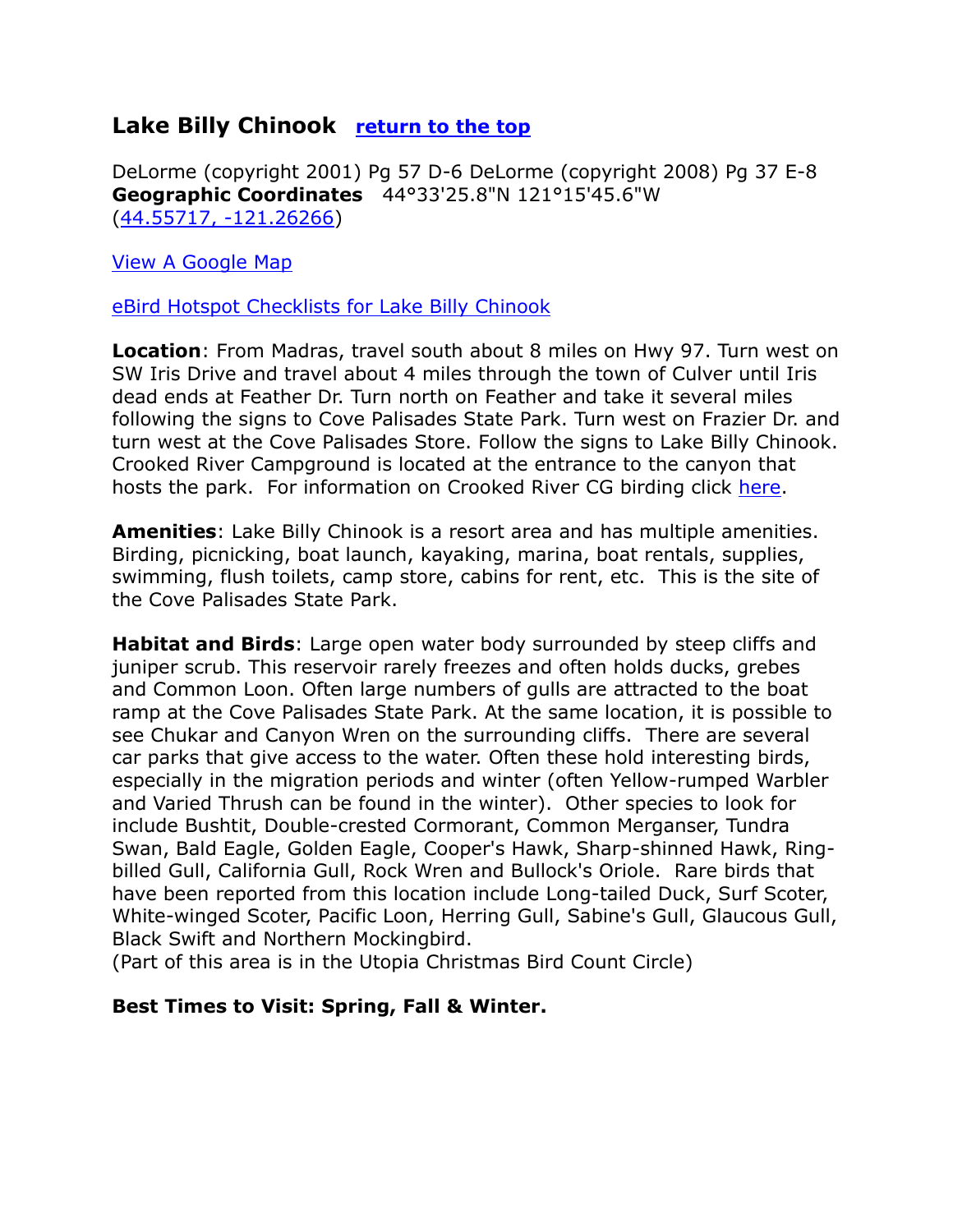## Lake Billy Chinook [return to the top]

DeLorme (copyright 2001) Pg 57 D-6 DeLorme (copyright 2008) Pg 37 E-8
**Geographic Coordinates** 44°33'25.8"N 121°15'45.6"W
(44.55717, -121.26266)

View A Google Map

eBird Hotspot Checklists for Lake Billy Chinook

**Location**: From Madras, travel south about 8 miles on Hwy 97. Turn west on SW Iris Drive and travel about 4 miles through the town of Culver until Iris dead ends at Feather Dr. Turn north on Feather and take it several miles following the signs to Cove Palisades State Park. Turn west on Frazier Dr. and turn west at the Cove Palisades Store. Follow the signs to Lake Billy Chinook. Crooked River Campground is located at the entrance to the canyon that hosts the park. For information on Crooked River CG birding click here.

**Amenities**: Lake Billy Chinook is a resort area and has multiple amenities. Birding, picnicking, boat launch, kayaking, marina, boat rentals, supplies, swimming, flush toilets, camp store, cabins for rent, etc. This is the site of the Cove Palisades State Park.

**Habitat and Birds**: Large open water body surrounded by steep cliffs and juniper scrub. This reservoir rarely freezes and often holds ducks, grebes and Common Loon. Often large numbers of gulls are attracted to the boat ramp at the Cove Palisades State Park. At the same location, it is possible to see Chukar and Canyon Wren on the surrounding cliffs. There are several car parks that give access to the water. Often these hold interesting birds, especially in the migration periods and winter (often Yellow-rumped Warbler and Varied Thrush can be found in the winter). Other species to look for include Bushtit, Double-crested Cormorant, Common Merganser, Tundra Swan, Bald Eagle, Golden Eagle, Cooper's Hawk, Sharp-shinned Hawk, Ring-billed Gull, California Gull, Rock Wren and Bullock's Oriole. Rare birds that have been reported from this location include Long-tailed Duck, Surf Scoter, White-winged Scoter, Pacific Loon, Herring Gull, Sabine's Gull, Glaucous Gull, Black Swift and Northern Mockingbird.
(Part of this area is in the Utopia Christmas Bird Count Circle)

**Best Times to Visit: Spring, Fall & Winter.**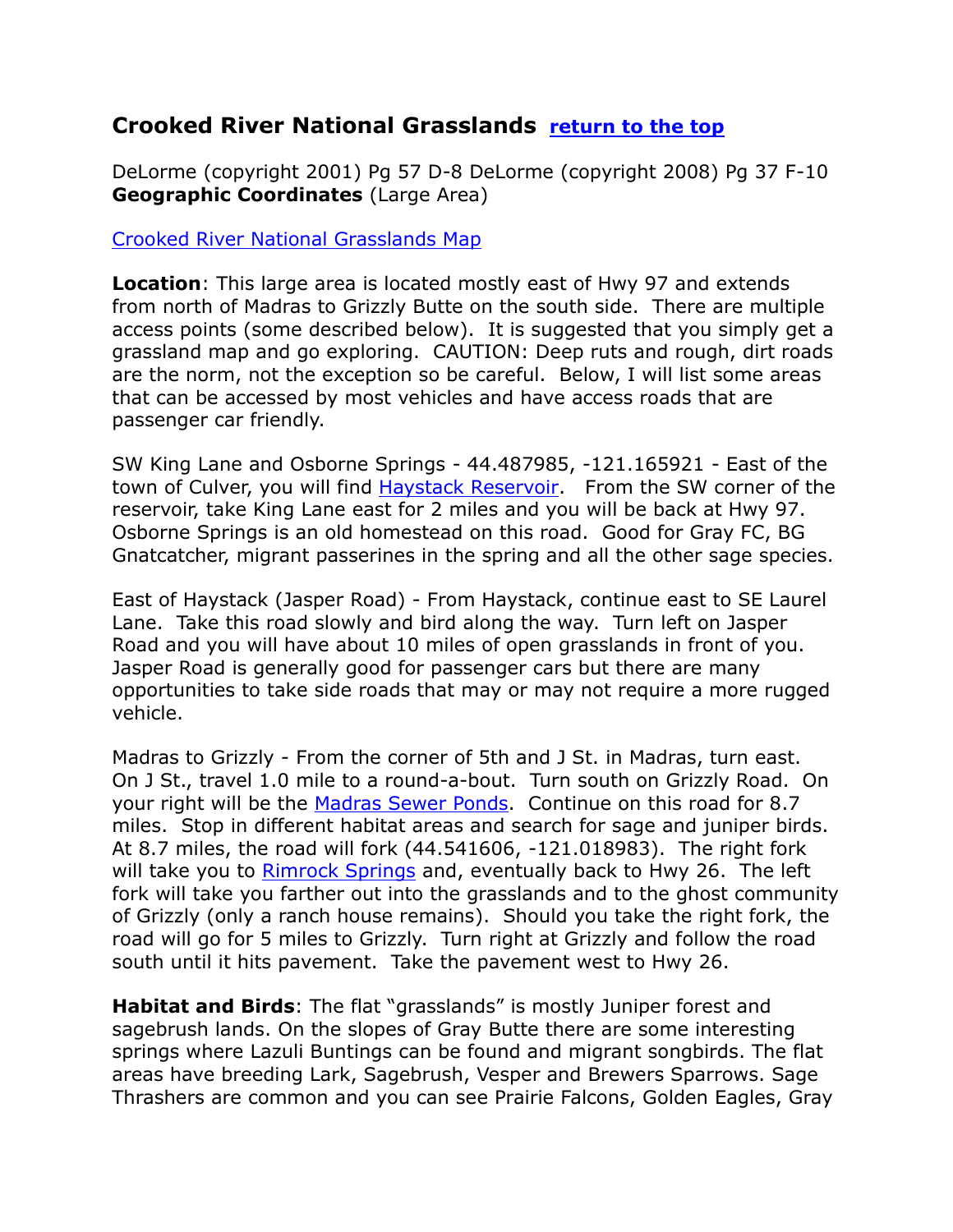## Crooked River National Grasslands [return to the top]

DeLorme (copyright 2001) Pg 57 D-8 DeLorme (copyright 2008) Pg 37 F-10 **Geographic Coordinates** (Large Area)

Crooked River National Grasslands Map

**Location**: This large area is located mostly east of Hwy 97 and extends from north of Madras to Grizzly Butte on the south side. There are multiple access points (some described below). It is suggested that you simply get a grassland map and go exploring. CAUTION: Deep ruts and rough, dirt roads are the norm, not the exception so be careful. Below, I will list some areas that can be accessed by most vehicles and have access roads that are passenger car friendly.

SW King Lane and Osborne Springs - 44.487985, -121.165921 - East of the town of Culver, you will find Haystack Reservoir. From the SW corner of the reservoir, take King Lane east for 2 miles and you will be back at Hwy 97. Osborne Springs is an old homestead on this road. Good for Gray FC, BG Gnatcatcher, migrant passerines in the spring and all the other sage species.

East of Haystack (Jasper Road) - From Haystack, continue east to SE Laurel Lane. Take this road slowly and bird along the way. Turn left on Jasper Road and you will have about 10 miles of open grasslands in front of you. Jasper Road is generally good for passenger cars but there are many opportunities to take side roads that may or may not require a more rugged vehicle.

Madras to Grizzly - From the corner of 5th and J St. in Madras, turn east. On J St., travel 1.0 mile to a round-a-bout. Turn south on Grizzly Road. On your right will be the Madras Sewer Ponds. Continue on this road for 8.7 miles. Stop in different habitat areas and search for sage and juniper birds. At 8.7 miles, the road will fork (44.541606, -121.018983). The right fork will take you to Rimrock Springs and, eventually back to Hwy 26. The left fork will take you farther out into the grasslands and to the ghost community of Grizzly (only a ranch house remains). Should you take the right fork, the road will go for 5 miles to Grizzly. Turn right at Grizzly and follow the road south until it hits pavement. Take the pavement west to Hwy 26.

**Habitat and Birds**: The flat “grasslands” is mostly Juniper forest and sagebrush lands. On the slopes of Gray Butte there are some interesting springs where Lazuli Buntings can be found and migrant songbirds. The flat areas have breeding Lark, Sagebrush, Vesper and Brewers Sparrows. Sage Thrashers are common and you can see Prairie Falcons, Golden Eagles, Gray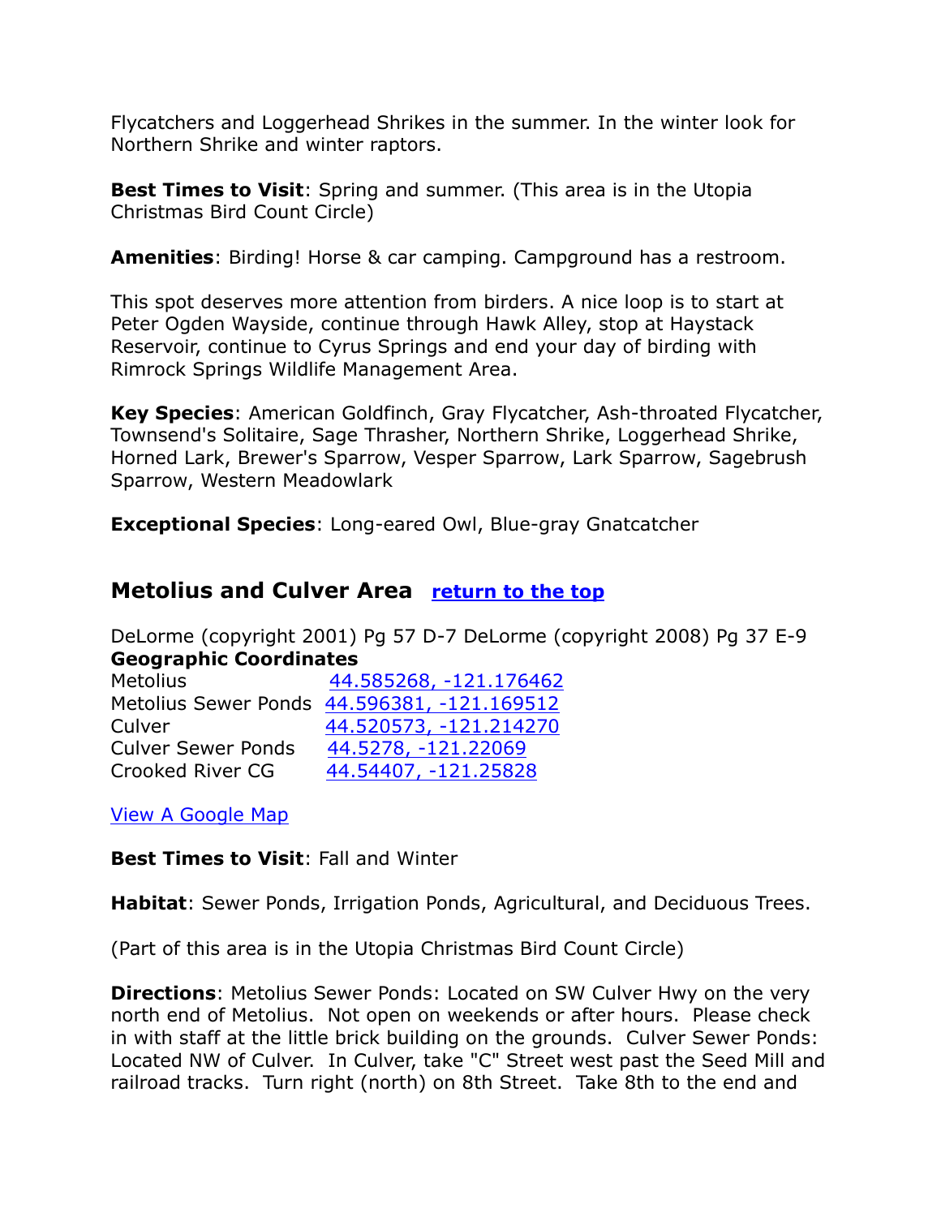Flycatchers and Loggerhead Shrikes in the summer. In the winter look for Northern Shrike and winter raptors.

**Best Times to Visit**: Spring and summer. (This area is in the Utopia Christmas Bird Count Circle)

**Amenities**: Birding! Horse & car camping. Campground has a restroom.

This spot deserves more attention from birders. A nice loop is to start at Peter Ogden Wayside, continue through Hawk Alley, stop at Haystack Reservoir, continue to Cyrus Springs and end your day of birding with Rimrock Springs Wildlife Management Area.

**Key Species**: American Goldfinch, Gray Flycatcher, Ash-throated Flycatcher, Townsend's Solitaire, Sage Thrasher, Northern Shrike, Loggerhead Shrike, Horned Lark, Brewer's Sparrow, Vesper Sparrow, Lark Sparrow, Sagebrush Sparrow, Western Meadowlark

**Exceptional Species**: Long-eared Owl, Blue-gray Gnatcatcher

## Metolius and Culver Area [return to the top]

DeLorme (copyright 2001) Pg 57 D-7 DeLorme (copyright 2008) Pg 37 E-9

**Geographic Coordinates**

| | |
|---|---|
| Metolius | 44.585268, -121.176462 |
| Metolius Sewer Ponds | 44.596381, -121.169512 |
| Culver | 44.520573, -121.214270 |
| Culver Sewer Ponds | 44.5278, -121.22069 |
| Crooked River CG | 44.54407, -121.25828 |

View A Google Map

**Best Times to Visit**: Fall and Winter

**Habitat**: Sewer Ponds, Irrigation Ponds, Agricultural, and Deciduous Trees.

(Part of this area is in the Utopia Christmas Bird Count Circle)

**Directions**: Metolius Sewer Ponds: Located on SW Culver Hwy on the very north end of Metolius. Not open on weekends or after hours. Please check in with staff at the little brick building on the grounds. Culver Sewer Ponds: Located NW of Culver. In Culver, take "C" Street west past the Seed Mill and railroad tracks. Turn right (north) on 8th Street. Take 8th to the end and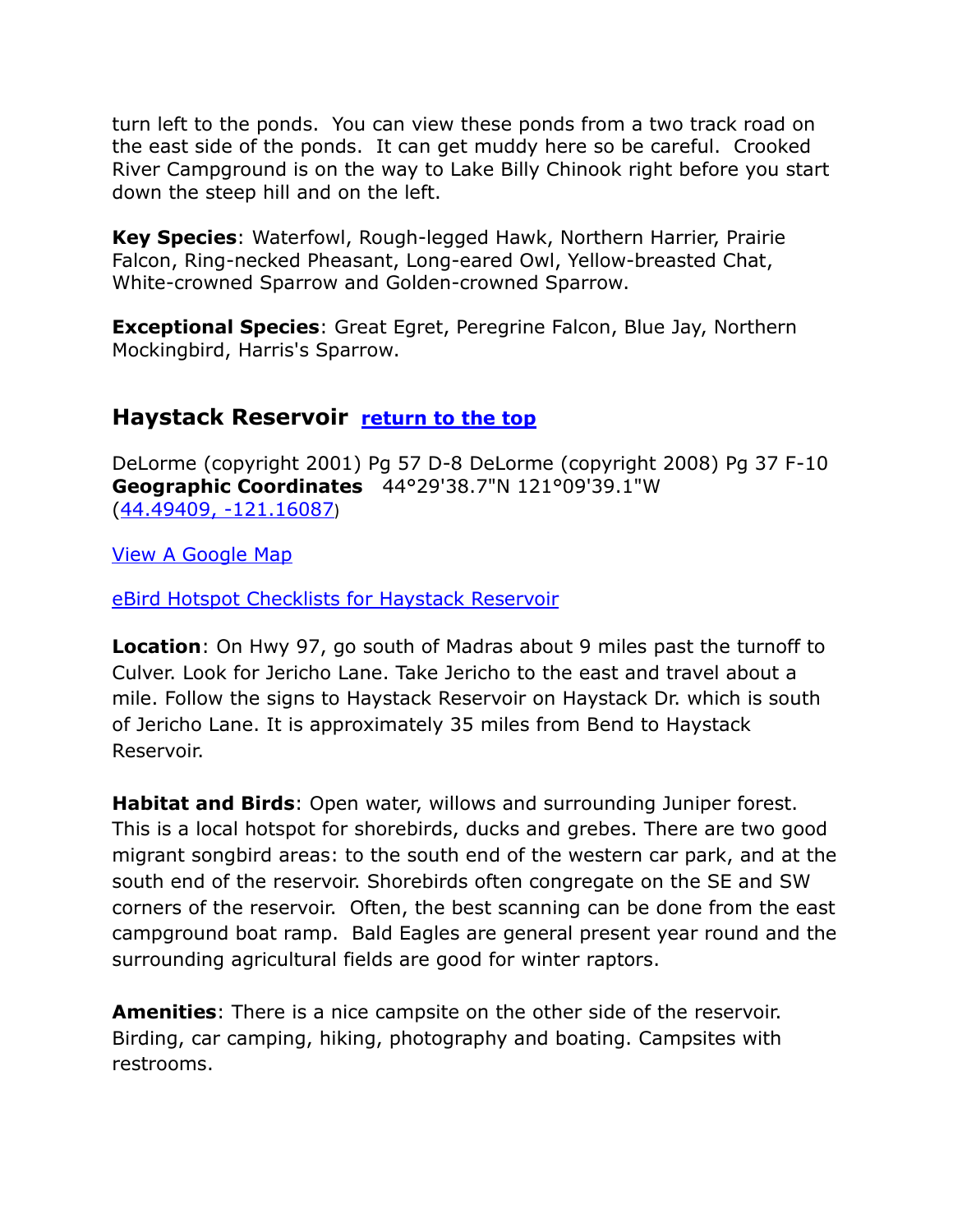turn left to the ponds.  You can view these ponds from a two track road on the east side of the ponds.  It can get muddy here so be careful.  Crooked River Campground is on the way to Lake Billy Chinook right before you start down the steep hill and on the left.

**Key Species**: Waterfowl, Rough-legged Hawk, Northern Harrier, Prairie Falcon, Ring-necked Pheasant, Long-eared Owl, Yellow-breasted Chat, White-crowned Sparrow and Golden-crowned Sparrow.

**Exceptional Species**: Great Egret, Peregrine Falcon, Blue Jay, Northern Mockingbird, Harris's Sparrow.

## Haystack Reservoir [return to the top]

DeLorme (copyright 2001) Pg 57 D-8 DeLorme (copyright 2008) Pg 37 F-10
**Geographic Coordinates** 44°29'38.7"N 121°09'39.1"W
(44.49409, -121.16087)

View A Google Map

eBird Hotspot Checklists for Haystack Reservoir

**Location**: On Hwy 97, go south of Madras about 9 miles past the turnoff to Culver. Look for Jericho Lane. Take Jericho to the east and travel about a mile. Follow the signs to Haystack Reservoir on Haystack Dr. which is south of Jericho Lane. It is approximately 35 miles from Bend to Haystack Reservoir.

**Habitat and Birds**: Open water, willows and surrounding Juniper forest. This is a local hotspot for shorebirds, ducks and grebes. There are two good migrant songbird areas: to the south end of the western car park, and at the south end of the reservoir. Shorebirds often congregate on the SE and SW corners of the reservoir.  Often, the best scanning can be done from the east campground boat ramp.  Bald Eagles are general present year round and the surrounding agricultural fields are good for winter raptors.

**Amenities**: There is a nice campsite on the other side of the reservoir. Birding, car camping, hiking, photography and boating. Campsites with restrooms.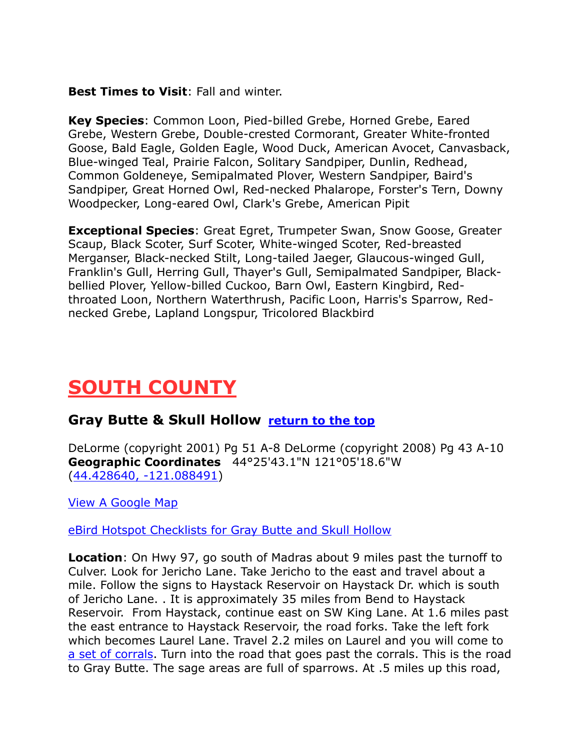**Best Times to Visit**: Fall and winter.

**Key Species**: Common Loon, Pied-billed Grebe, Horned Grebe, Eared Grebe, Western Grebe, Double-crested Cormorant, Greater White-fronted Goose, Bald Eagle, Golden Eagle, Wood Duck, American Avocet, Canvasback, Blue-winged Teal, Prairie Falcon, Solitary Sandpiper, Dunlin, Redhead, Common Goldeneye, Semipalmated Plover, Western Sandpiper, Baird's Sandpiper, Great Horned Owl, Red-necked Phalarope, Forster's Tern, Downy Woodpecker, Long-eared Owl, Clark's Grebe, American Pipit

**Exceptional Species**: Great Egret, Trumpeter Swan, Snow Goose, Greater Scaup, Black Scoter, Surf Scoter, White-winged Scoter, Red-breasted Merganser, Black-necked Stilt, Long-tailed Jaeger, Glaucous-winged Gull, Franklin's Gull, Herring Gull, Thayer's Gull, Semipalmated Sandpiper, Black-bellied Plover, Yellow-billed Cuckoo, Barn Owl, Eastern Kingbird, Red-throated Loon, Northern Waterthrush, Pacific Loon, Harris's Sparrow, Red-necked Grebe, Lapland Longspur, Tricolored Blackbird

# SOUTH COUNTY

## Gray Butte & Skull Hollow [return to the top]

DeLorme (copyright 2001) Pg 51 A-8 DeLorme (copyright 2008) Pg 43 A-10
**Geographic Coordinates** 44°25'43.1"N 121°05'18.6"W (44.428640, -121.088491)

View A Google Map

eBird Hotspot Checklists for Gray Butte and Skull Hollow

**Location**: On Hwy 97, go south of Madras about 9 miles past the turnoff to Culver. Look for Jericho Lane. Take Jericho to the east and travel about a mile. Follow the signs to Haystack Reservoir on Haystack Dr. which is south of Jericho Lane. . It is approximately 35 miles from Bend to Haystack Reservoir. From Haystack, continue east on SW King Lane. At 1.6 miles past the east entrance to Haystack Reservoir, the road forks. Take the left fork which becomes Laurel Lane. Travel 2.2 miles on Laurel and you will come to a set of corrals. Turn into the road that goes past the corrals. This is the road to Gray Butte. The sage areas are full of sparrows. At .5 miles up this road,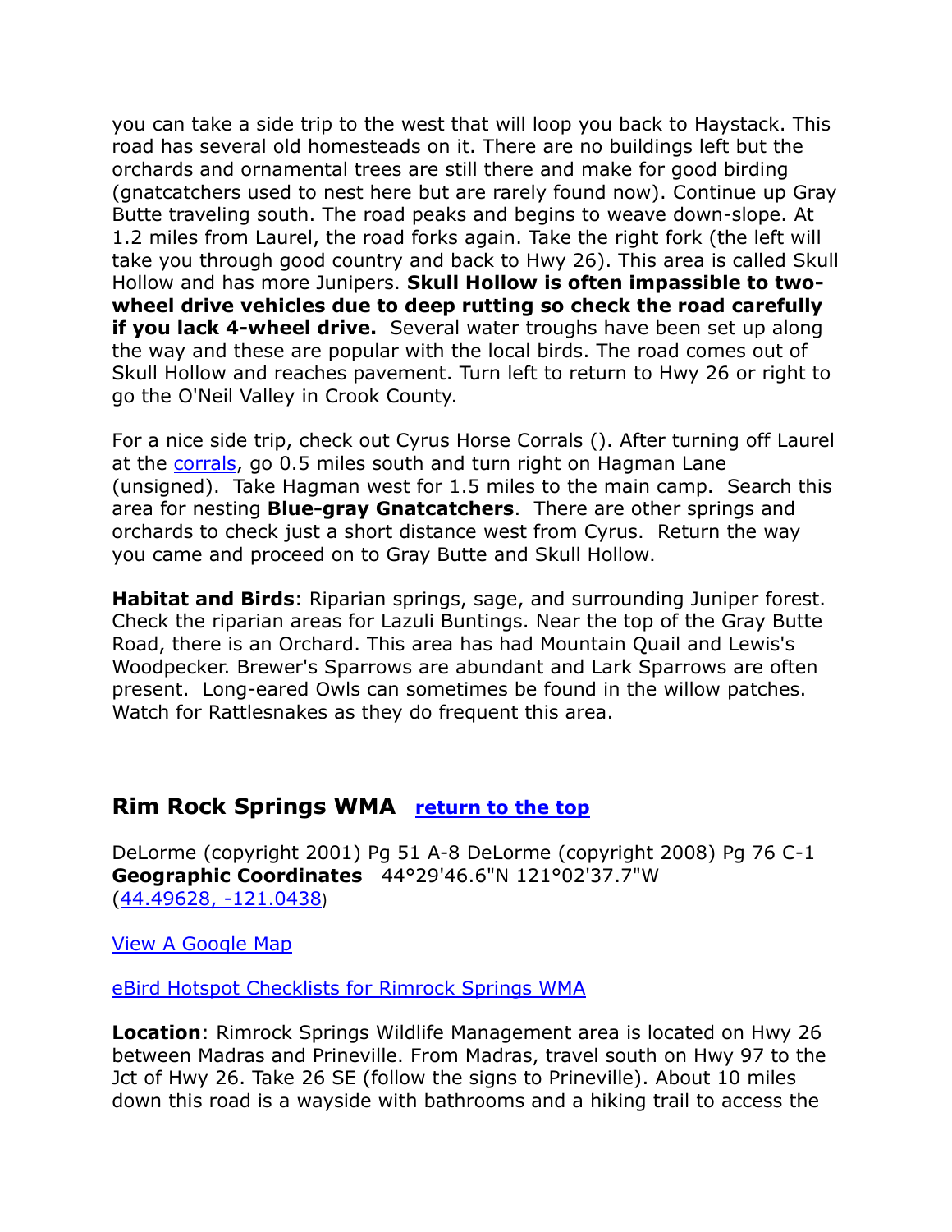you can take a side trip to the west that will loop you back to Haystack. This road has several old homesteads on it. There are no buildings left but the orchards and ornamental trees are still there and make for good birding (gnatcatchers used to nest here but are rarely found now). Continue up Gray Butte traveling south. The road peaks and begins to weave down-slope. At 1.2 miles from Laurel, the road forks again. Take the right fork (the left will take you through good country and back to Hwy 26). This area is called Skull Hollow and has more Junipers. **Skull Hollow is often impassible to two-wheel drive vehicles due to deep rutting so check the road carefully if you lack 4-wheel drive.** Several water troughs have been set up along the way and these are popular with the local birds. The road comes out of Skull Hollow and reaches pavement. Turn left to return to Hwy 26 or right to go the O'Neil Valley in Crook County.

For a nice side trip, check out Cyrus Horse Corrals (). After turning off Laurel at the corrals, go 0.5 miles south and turn right on Hagman Lane (unsigned). Take Hagman west for 1.5 miles to the main camp. Search this area for nesting **Blue-gray Gnatcatchers**. There are other springs and orchards to check just a short distance west from Cyrus. Return the way you came and proceed on to Gray Butte and Skull Hollow.

**Habitat and Birds**: Riparian springs, sage, and surrounding Juniper forest. Check the riparian areas for Lazuli Buntings. Near the top of the Gray Butte Road, there is an Orchard. This area has had Mountain Quail and Lewis's Woodpecker. Brewer's Sparrows are abundant and Lark Sparrows are often present. Long-eared Owls can sometimes be found in the willow patches. Watch for Rattlesnakes as they do frequent this area.

## Rim Rock Springs WMA return to the top

DeLorme (copyright 2001) Pg 51 A-8 DeLorme (copyright 2008) Pg 76 C-1
**Geographic Coordinates** 44°29'46.6"N 121°02'37.7"W
(44.49628, -121.0438)

View A Google Map

eBird Hotspot Checklists for Rimrock Springs WMA

**Location**: Rimrock Springs Wildlife Management area is located on Hwy 26 between Madras and Prineville. From Madras, travel south on Hwy 97 to the Jct of Hwy 26. Take 26 SE (follow the signs to Prineville). About 10 miles down this road is a wayside with bathrooms and a hiking trail to access the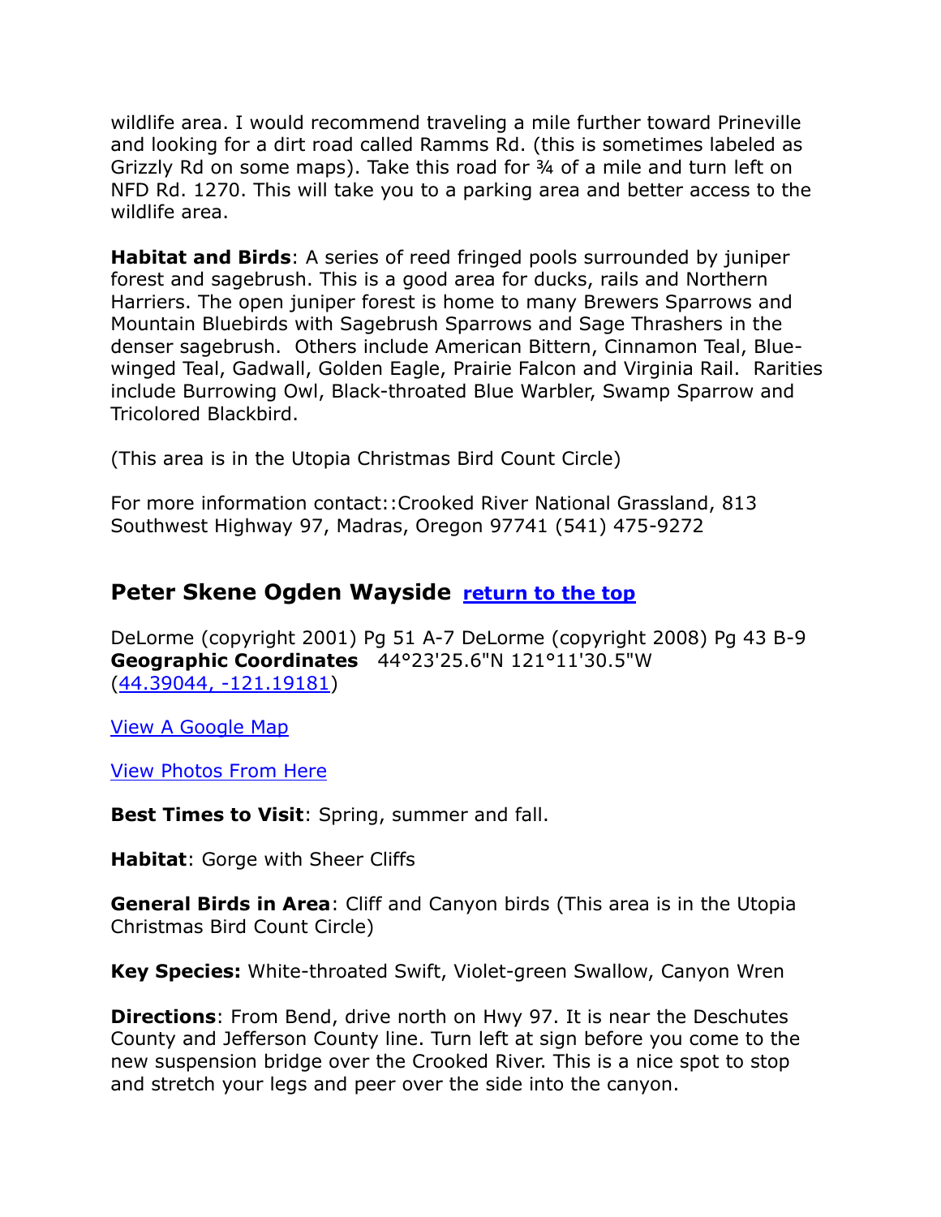wildlife area. I would recommend traveling a mile further toward Prineville and looking for a dirt road called Ramms Rd. (this is sometimes labeled as Grizzly Rd on some maps). Take this road for ¾ of a mile and turn left on NFD Rd. 1270. This will take you to a parking area and better access to the wildlife area.

**Habitat and Birds**: A series of reed fringed pools surrounded by juniper forest and sagebrush. This is a good area for ducks, rails and Northern Harriers. The open juniper forest is home to many Brewers Sparrows and Mountain Bluebirds with Sagebrush Sparrows and Sage Thrashers in the denser sagebrush. Others include American Bittern, Cinnamon Teal, Blue-winged Teal, Gadwall, Golden Eagle, Prairie Falcon and Virginia Rail. Rarities include Burrowing Owl, Black-throated Blue Warbler, Swamp Sparrow and Tricolored Blackbird.

(This area is in the Utopia Christmas Bird Count Circle)

For more information contact::Crooked River National Grassland, 813 Southwest Highway 97, Madras, Oregon 97741 (541) 475-9272

## Peter Skene Ogden Wayside [return to the top]

DeLorme (copyright 2001) Pg 51 A-7 DeLorme (copyright 2008) Pg 43 B-9
**Geographic Coordinates** 44°23'25.6"N 121°11'30.5"W (44.39044, -121.19181)

View A Google Map

View Photos From Here

**Best Times to Visit**: Spring, summer and fall.

**Habitat**: Gorge with Sheer Cliffs

**General Birds in Area**: Cliff and Canyon birds (This area is in the Utopia Christmas Bird Count Circle)

**Key Species:** White-throated Swift, Violet-green Swallow, Canyon Wren

**Directions**: From Bend, drive north on Hwy 97. It is near the Deschutes County and Jefferson County line. Turn left at sign before you come to the new suspension bridge over the Crooked River. This is a nice spot to stop and stretch your legs and peer over the side into the canyon.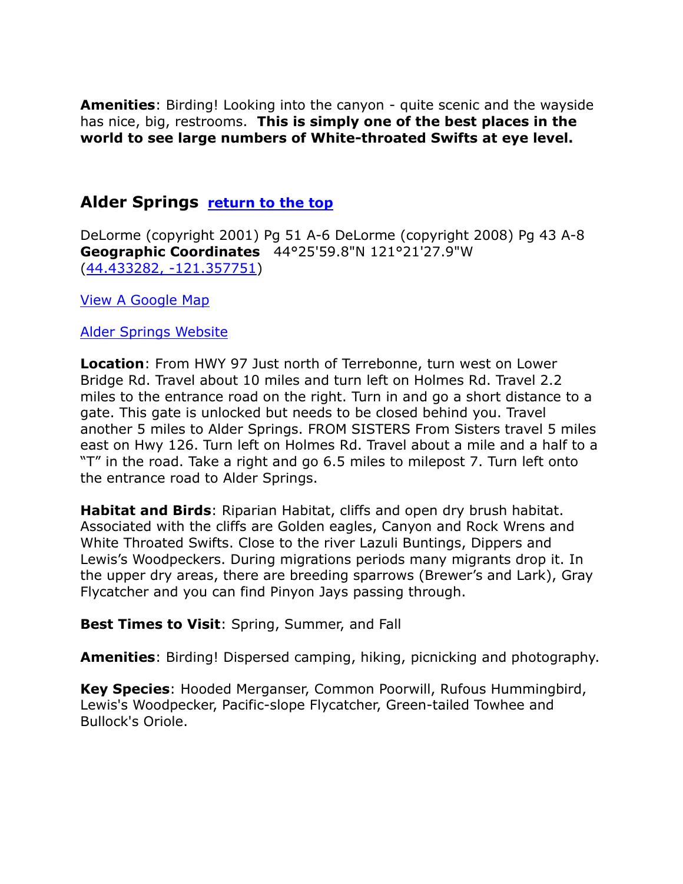**Amenities**: Birding! Looking into the canyon - quite scenic and the wayside has nice, big, restrooms. **This is simply one of the best places in the world to see large numbers of White-throated Swifts at eye level.**

## Alder Springs [return to the top]()

DeLorme (copyright 2001) Pg 51 A-6 DeLorme (copyright 2008) Pg 43 A-8
**Geographic Coordinates** 44°25'59.8"N 121°21'27.9"W (44.433282, -121.357751)

View A Google Map

Alder Springs Website

**Location**: From HWY 97 Just north of Terrebonne, turn west on Lower Bridge Rd. Travel about 10 miles and turn left on Holmes Rd. Travel 2.2 miles to the entrance road on the right. Turn in and go a short distance to a gate. This gate is unlocked but needs to be closed behind you. Travel another 5 miles to Alder Springs. FROM SISTERS From Sisters travel 5 miles east on Hwy 126. Turn left on Holmes Rd. Travel about a mile and a half to a "T" in the road. Take a right and go 6.5 miles to milepost 7. Turn left onto the entrance road to Alder Springs.

**Habitat and Birds**: Riparian Habitat, cliffs and open dry brush habitat. Associated with the cliffs are Golden eagles, Canyon and Rock Wrens and White Throated Swifts. Close to the river Lazuli Buntings, Dippers and Lewis's Woodpeckers. During migrations periods many migrants drop it. In the upper dry areas, there are breeding sparrows (Brewer's and Lark), Gray Flycatcher and you can find Pinyon Jays passing through.

**Best Times to Visit**: Spring, Summer, and Fall

**Amenities**: Birding! Dispersed camping, hiking, picnicking and photography.

**Key Species**: Hooded Merganser, Common Poorwill, Rufous Hummingbird, Lewis's Woodpecker, Pacific-slope Flycatcher, Green-tailed Towhee and Bullock's Oriole.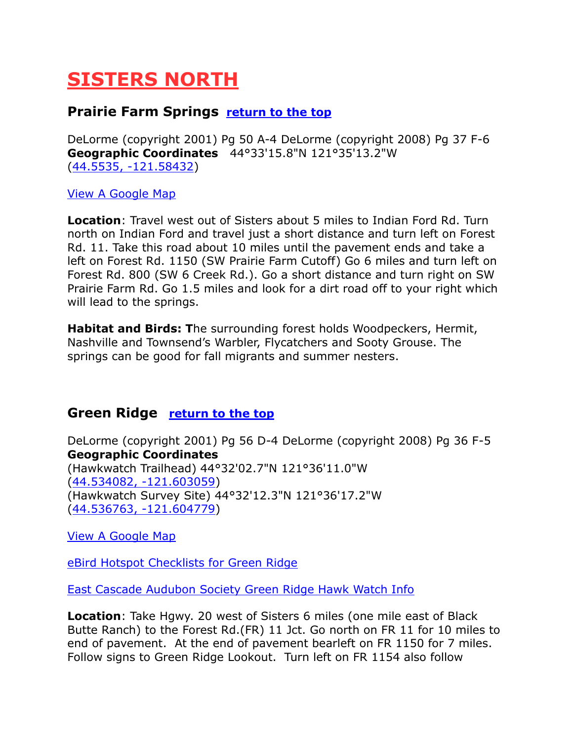# SISTERS NORTH

## Prairie Farm Springs return to the top

DeLorme (copyright 2001) Pg 50 A-4 DeLorme (copyright 2008) Pg 37 F-6
**Geographic Coordinates** 44°33'15.8"N 121°35'13.2"W
(44.5535, -121.58432)

View A Google Map

**Location**: Travel west out of Sisters about 5 miles to Indian Ford Rd. Turn north on Indian Ford and travel just a short distance and turn left on Forest Rd. 11. Take this road about 10 miles until the pavement ends and take a left on Forest Rd. 1150 (SW Prairie Farm Cutoff) Go 6 miles and turn left on Forest Rd. 800 (SW 6 Creek Rd.). Go a short distance and turn right on SW Prairie Farm Rd. Go 1.5 miles and look for a dirt road off to your right which will lead to the springs.

**Habitat and Birds: T**he surrounding forest holds Woodpeckers, Hermit, Nashville and Townsend's Warbler, Flycatchers and Sooty Grouse. The springs can be good for fall migrants and summer nesters.

## Green Ridge return to the top

DeLorme (copyright 2001) Pg 56 D-4 DeLorme (copyright 2008) Pg 36 F-5
**Geographic Coordinates**
(Hawkwatch Trailhead) 44°32'02.7"N 121°36'11.0"W
(44.534082, -121.603059)
(Hawkwatch Survey Site) 44°32'12.3"N 121°36'17.2"W
(44.536763, -121.604779)

View A Google Map

eBird Hotspot Checklists for Green Ridge

East Cascade Audubon Society Green Ridge Hawk Watch Info

**Location**: Take Hgwy. 20 west of Sisters 6 miles (one mile east of Black Butte Ranch) to the Forest Rd.(FR) 11 Jct. Go north on FR 11 for 10 miles to end of pavement. At the end of pavement bearleft on FR 1150 for 7 miles. Follow signs to Green Ridge Lookout. Turn left on FR 1154 also follow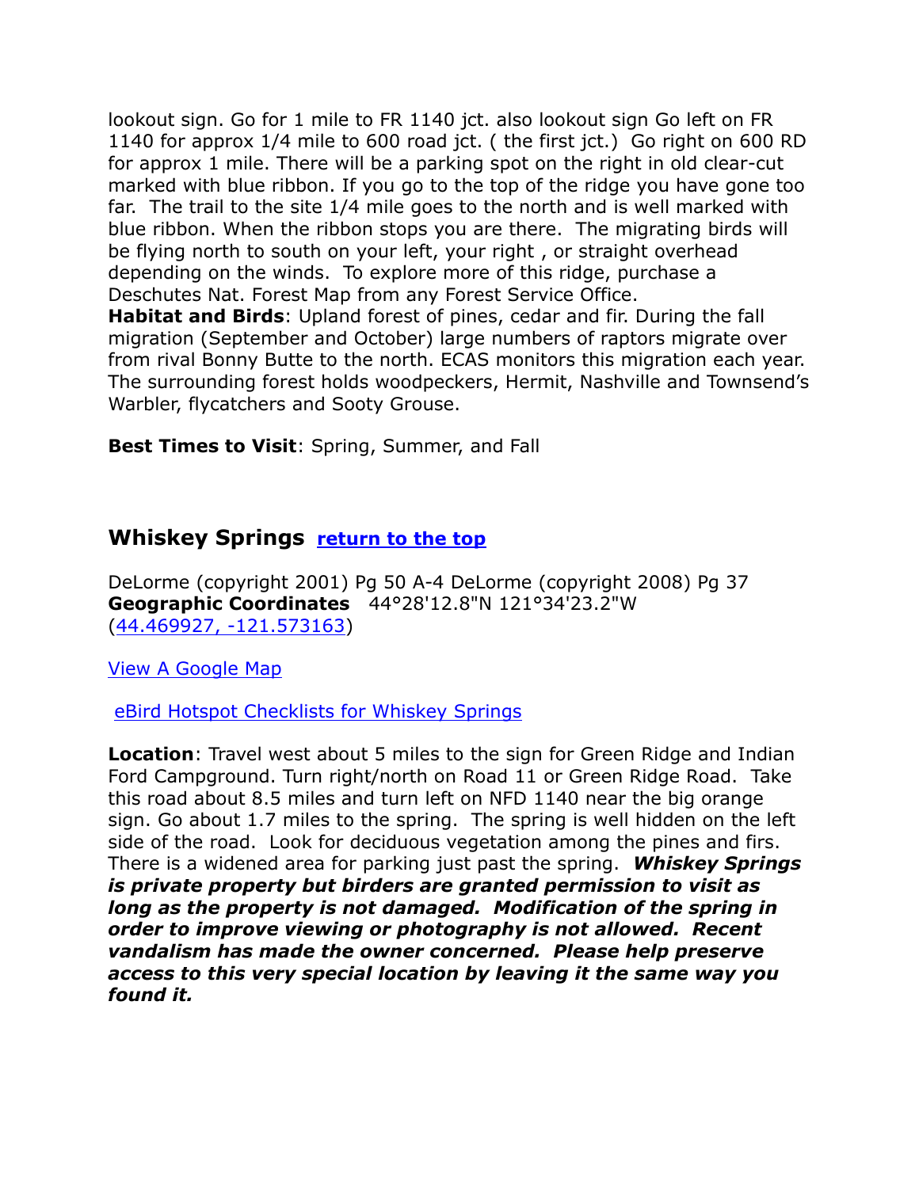lookout sign. Go for 1 mile to FR 1140 jct. also lookout sign Go left on FR 1140 for approx 1/4 mile to 600 road jct. ( the first jct.)  Go right on 600 RD for approx 1 mile. There will be a parking spot on the right in old clear-cut marked with blue ribbon. If you go to the top of the ridge you have gone too far.  The trail to the site 1/4 mile goes to the north and is well marked with blue ribbon. When the ribbon stops you are there.  The migrating birds will be flying north to south on your left, your right , or straight overhead depending on the winds.  To explore more of this ridge, purchase a Deschutes Nat. Forest Map from any Forest Service Office.

**Habitat and Birds**: Upland forest of pines, cedar and fir. During the fall migration (September and October) large numbers of raptors migrate over from rival Bonny Butte to the north. ECAS monitors this migration each year. The surrounding forest holds woodpeckers, Hermit, Nashville and Townsend's Warbler, flycatchers and Sooty Grouse.

**Best Times to Visit**: Spring, Summer, and Fall

## Whiskey Springs [return to the top]

DeLorme (copyright 2001) Pg 50 A-4 DeLorme (copyright 2008) Pg 37
**Geographic Coordinates**   44°28'12.8"N 121°34'23.2"W
(44.469927, -121.573163)

View A Google Map

eBird Hotspot Checklists for Whiskey Springs

**Location**: Travel west about 5 miles to the sign for Green Ridge and Indian Ford Campground. Turn right/north on Road 11 or Green Ridge Road.  Take this road about 8.5 miles and turn left on NFD 1140 near the big orange sign. Go about 1.7 miles to the spring.  The spring is well hidden on the left side of the road.  Look for deciduous vegetation among the pines and firs. There is a widened area for parking just past the spring.  ***Whiskey Springs is private property but birders are granted permission to visit as long as the property is not damaged.  Modification of the spring in order to improve viewing or photography is not allowed.  Recent vandalism has made the owner concerned.  Please help preserve access to this very special location by leaving it the same way you found it.***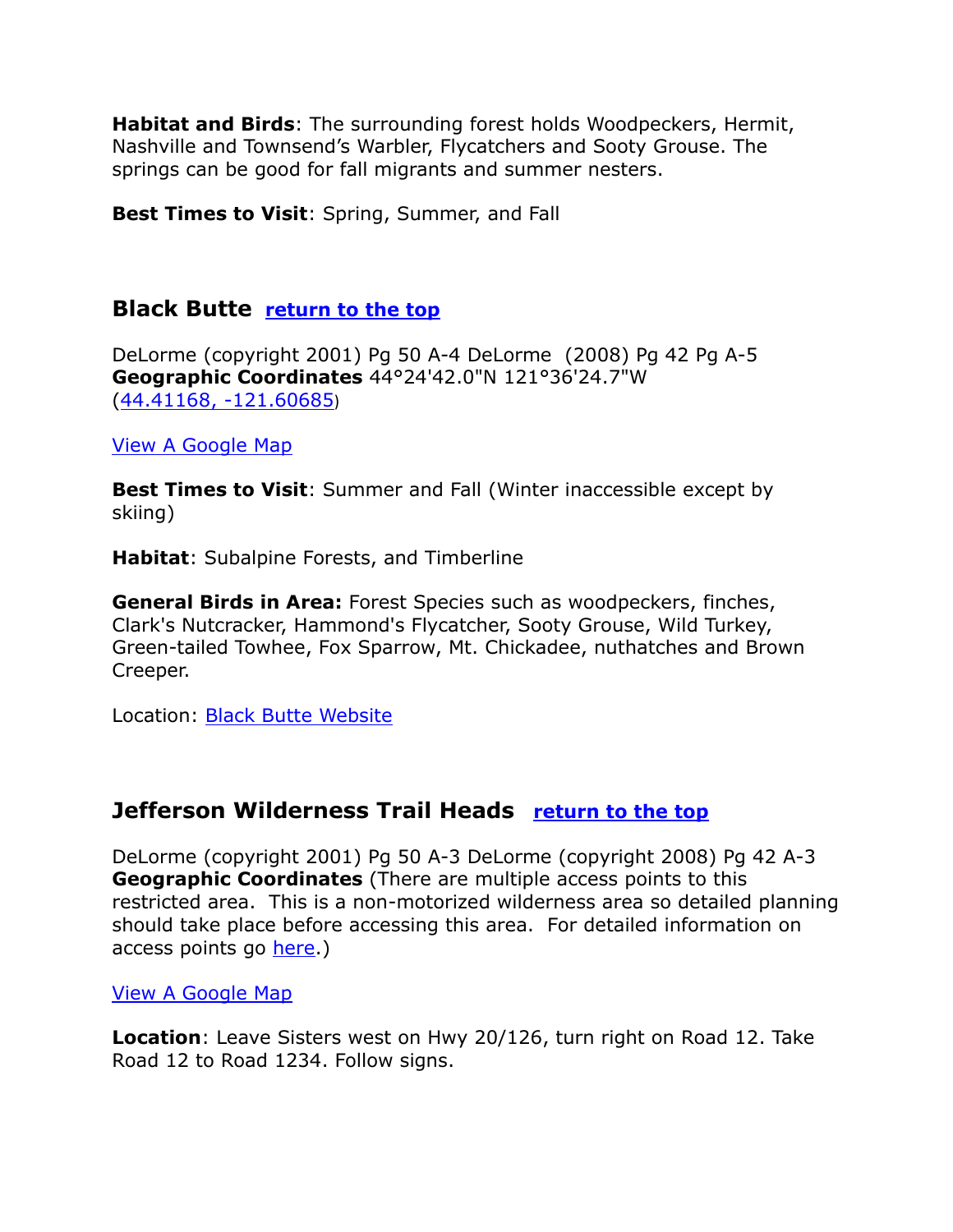**Habitat and Birds**: The surrounding forest holds Woodpeckers, Hermit, Nashville and Townsend's Warbler, Flycatchers and Sooty Grouse. The springs can be good for fall migrants and summer nesters.

**Best Times to Visit**: Spring, Summer, and Fall

## Black Butte [return to the top]

DeLorme (copyright 2001) Pg 50 A-4 DeLorme (2008) Pg 42 Pg A-5
**Geographic Coordinates** 44°24'42.0"N 121°36'24.7"W
(44.41168, -121.60685)

View A Google Map

**Best Times to Visit**: Summer and Fall (Winter inaccessible except by skiing)

**Habitat**: Subalpine Forests, and Timberline

**General Birds in Area:** Forest Species such as woodpeckers, finches, Clark's Nutcracker, Hammond's Flycatcher, Sooty Grouse, Wild Turkey, Green-tailed Towhee, Fox Sparrow, Mt. Chickadee, nuthatches and Brown Creeper.

Location: Black Butte Website

## Jefferson Wilderness Trail Heads [return to the top]

DeLorme (copyright 2001) Pg 50 A-3 DeLorme (copyright 2008) Pg 42 A-3
**Geographic Coordinates** (There are multiple access points to this restricted area. This is a non-motorized wilderness area so detailed planning should take place before accessing this area. For detailed information on access points go here.)

View A Google Map

**Location**: Leave Sisters west on Hwy 20/126, turn right on Road 12. Take Road 12 to Road 1234. Follow signs.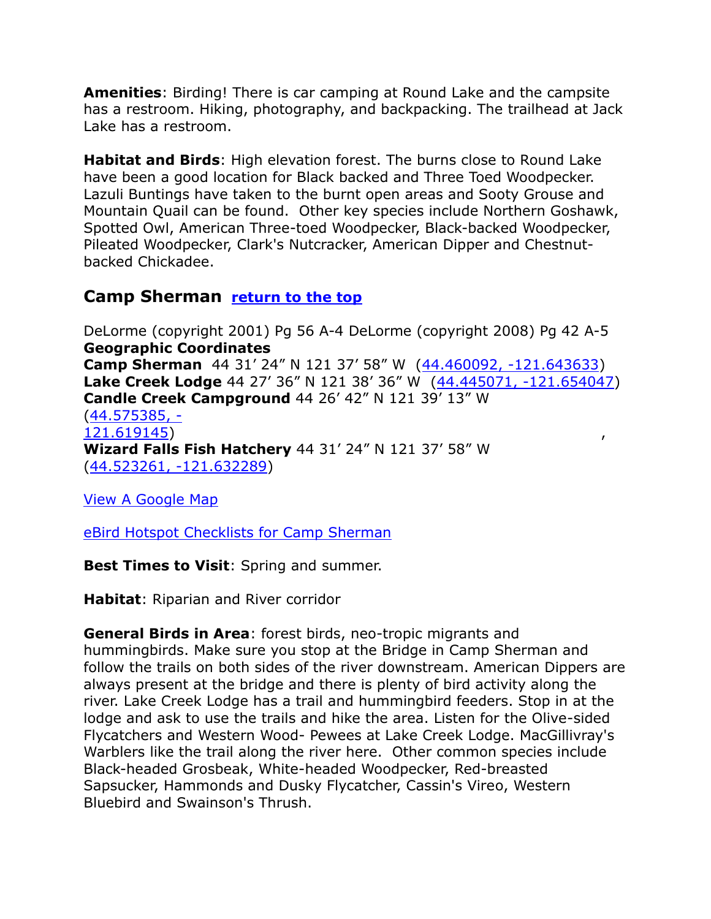**Amenities**: Birding! There is car camping at Round Lake and the campsite has a restroom. Hiking, photography, and backpacking. The trailhead at Jack Lake has a restroom.

**Habitat and Birds**: High elevation forest. The burns close to Round Lake have been a good location for Black backed and Three Toed Woodpecker. Lazuli Buntings have taken to the burnt open areas and Sooty Grouse and Mountain Quail can be found. Other key species include Northern Goshawk, Spotted Owl, American Three-toed Woodpecker, Black-backed Woodpecker, Pileated Woodpecker, Clark's Nutcracker, American Dipper and Chestnut-backed Chickadee.

## Camp Sherman [return to the top]

DeLorme (copyright 2001) Pg 56 A-4 DeLorme (copyright 2008) Pg 42 A-5
**Geographic Coordinates**
**Camp Sherman** 44 31′ 24″ N 121 37′ 58″ W (44.460092, -121.643633)
**Lake Creek Lodge** 44 27′ 36″ N 121 38′ 36″ W (44.445071, -121.654047)
**Candle Creek Campground** 44 26′ 42″ N 121 39′ 13″ W (44.575385, -121.619145)
**Wizard Falls Fish Hatchery** 44 31′ 24″ N 121 37′ 58″ W (44.523261, -121.632289)

View A Google Map

eBird Hotspot Checklists for Camp Sherman

**Best Times to Visit**: Spring and summer.

**Habitat**: Riparian and River corridor

**General Birds in Area**: forest birds, neo-tropic migrants and hummingbirds. Make sure you stop at the Bridge in Camp Sherman and follow the trails on both sides of the river downstream. American Dippers are always present at the bridge and there is plenty of bird activity along the river. Lake Creek Lodge has a trail and hummingbird feeders. Stop in at the lodge and ask to use the trails and hike the area. Listen for the Olive-sided Flycatchers and Western Wood- Pewees at Lake Creek Lodge. MacGillivray's Warblers like the trail along the river here. Other common species include Black-headed Grosbeak, White-headed Woodpecker, Red-breasted Sapsucker, Hammonds and Dusky Flycatcher, Cassin's Vireo, Western Bluebird and Swainson's Thrush.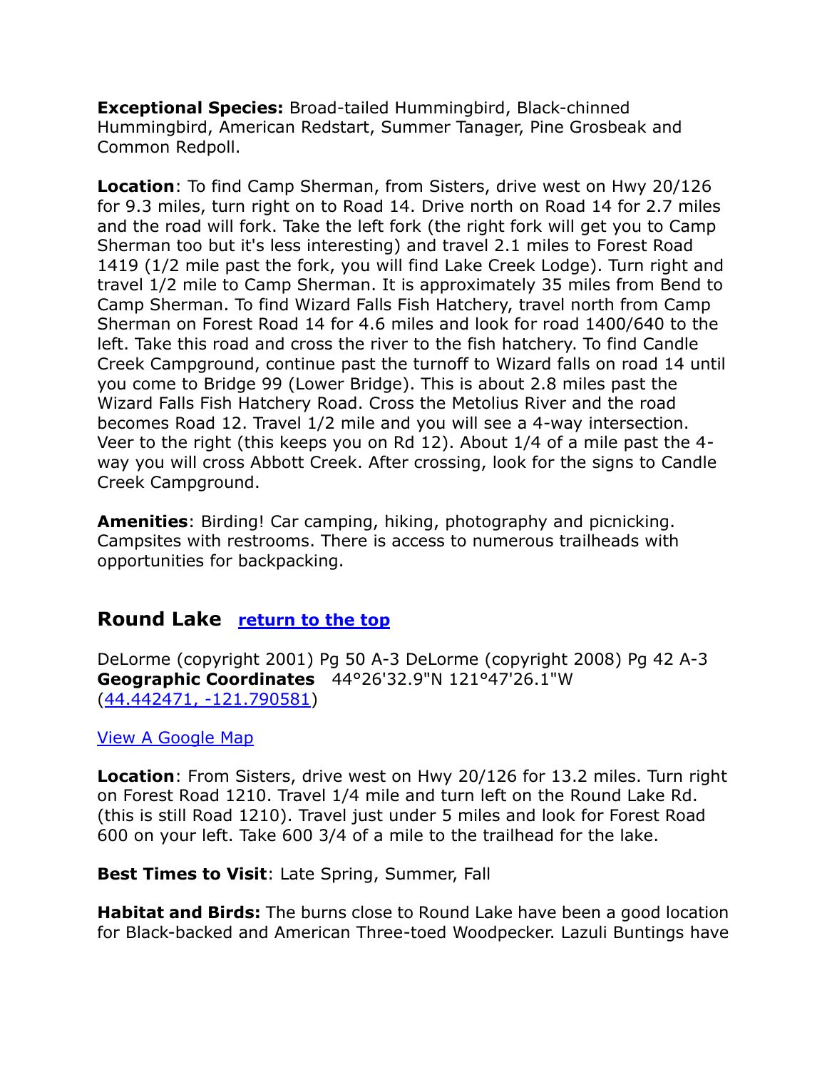**Exceptional Species:** Broad-tailed Hummingbird, Black-chinned Hummingbird, American Redstart, Summer Tanager, Pine Grosbeak and Common Redpoll.

**Location**: To find Camp Sherman, from Sisters, drive west on Hwy 20/126 for 9.3 miles, turn right on to Road 14. Drive north on Road 14 for 2.7 miles and the road will fork. Take the left fork (the right fork will get you to Camp Sherman too but it's less interesting) and travel 2.1 miles to Forest Road 1419 (1/2 mile past the fork, you will find Lake Creek Lodge). Turn right and travel 1/2 mile to Camp Sherman. It is approximately 35 miles from Bend to Camp Sherman. To find Wizard Falls Fish Hatchery, travel north from Camp Sherman on Forest Road 14 for 4.6 miles and look for road 1400/640 to the left. Take this road and cross the river to the fish hatchery. To find Candle Creek Campground, continue past the turnoff to Wizard falls on road 14 until you come to Bridge 99 (Lower Bridge). This is about 2.8 miles past the Wizard Falls Fish Hatchery Road. Cross the Metolius River and the road becomes Road 12. Travel 1/2 mile and you will see a 4-way intersection. Veer to the right (this keeps you on Rd 12). About 1/4 of a mile past the 4-way you will cross Abbott Creek. After crossing, look for the signs to Candle Creek Campground.

**Amenities**: Birding! Car camping, hiking, photography and picnicking. Campsites with restrooms. There is access to numerous trailheads with opportunities for backpacking.

## Round Lake [return to the top]

DeLorme (copyright 2001) Pg 50 A-3 DeLorme (copyright 2008) Pg 42 A-3
**Geographic Coordinates** 44°26'32.9"N 121°47'26.1"W
([44.442471, -121.790581])

[View A Google Map]

**Location**: From Sisters, drive west on Hwy 20/126 for 13.2 miles. Turn right on Forest Road 1210. Travel 1/4 mile and turn left on the Round Lake Rd. (this is still Road 1210). Travel just under 5 miles and look for Forest Road 600 on your left. Take 600 3/4 of a mile to the trailhead for the lake.

**Best Times to Visit**: Late Spring, Summer, Fall

**Habitat and Birds:** The burns close to Round Lake have been a good location for Black-backed and American Three-toed Woodpecker. Lazuli Buntings have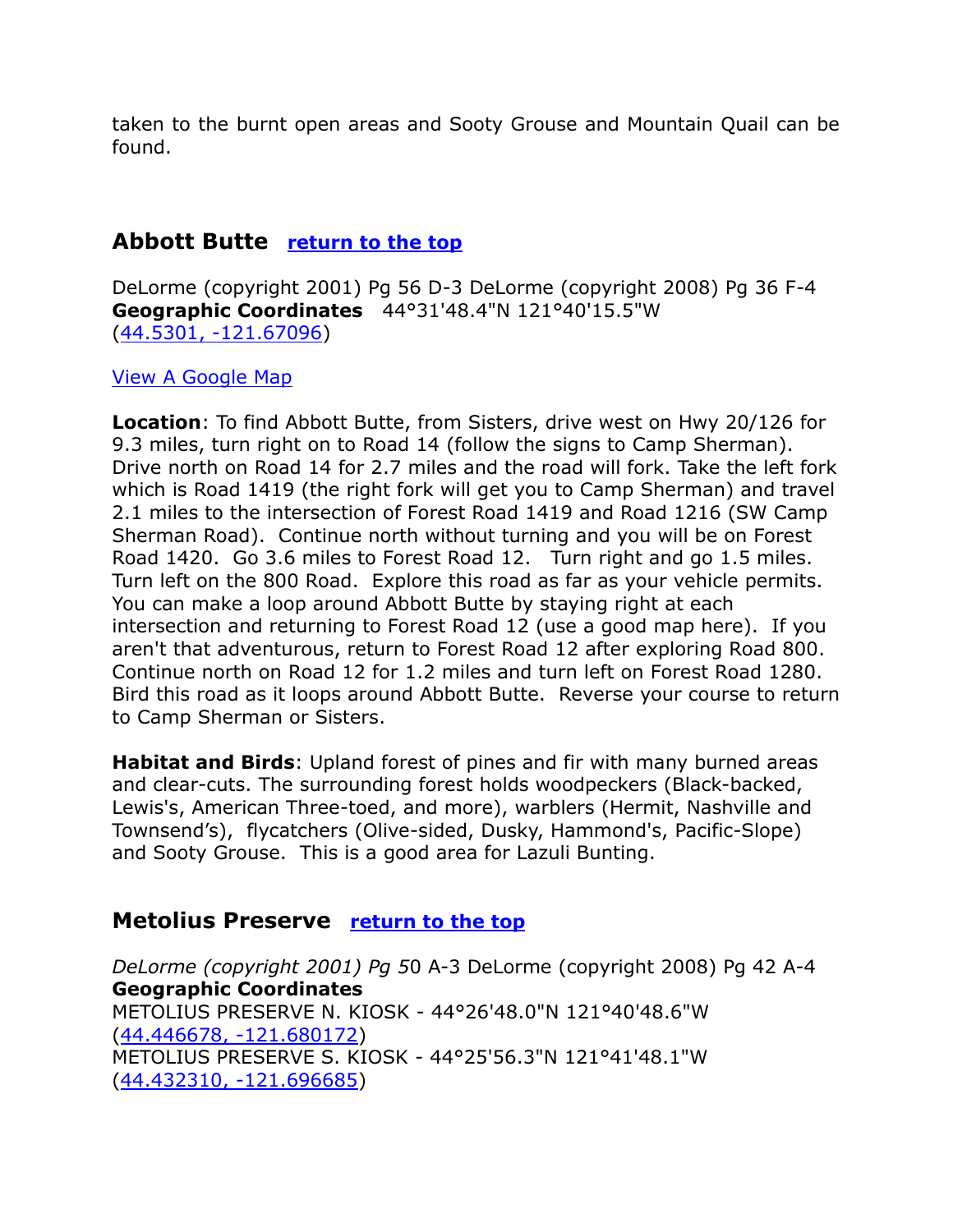taken to the burnt open areas and Sooty Grouse and Mountain Quail can be found.

## Abbott Butte [return to the top]

DeLorme (copyright 2001) Pg 56 D-3 DeLorme (copyright 2008) Pg 36 F-4
**Geographic Coordinates** 44°31'48.4"N 121°40'15.5"W
(44.5301, -121.67096)

View A Google Map

**Location**: To find Abbott Butte, from Sisters, drive west on Hwy 20/126 for 9.3 miles, turn right on to Road 14 (follow the signs to Camp Sherman). Drive north on Road 14 for 2.7 miles and the road will fork. Take the left fork which is Road 1419 (the right fork will get you to Camp Sherman) and travel 2.1 miles to the intersection of Forest Road 1419 and Road 1216 (SW Camp Sherman Road). Continue north without turning and you will be on Forest Road 1420. Go 3.6 miles to Forest Road 12. Turn right and go 1.5 miles. Turn left on the 800 Road. Explore this road as far as your vehicle permits. You can make a loop around Abbott Butte by staying right at each intersection and returning to Forest Road 12 (use a good map here). If you aren't that adventurous, return to Forest Road 12 after exploring Road 800. Continue north on Road 12 for 1.2 miles and turn left on Forest Road 1280. Bird this road as it loops around Abbott Butte. Reverse your course to return to Camp Sherman or Sisters.

**Habitat and Birds**: Upland forest of pines and fir with many burned areas and clear-cuts. The surrounding forest holds woodpeckers (Black-backed, Lewis's, American Three-toed, and more), warblers (Hermit, Nashville and Townsend's), flycatchers (Olive-sided, Dusky, Hammond's, Pacific-Slope) and Sooty Grouse. This is a good area for Lazuli Bunting.

## Metolius Preserve [return to the top]

*DeLorme (copyright 2001) Pg 5*0 A-3 DeLorme (copyright 2008) Pg 42 A-4
**Geographic Coordinates**
METOLIUS PRESERVE N. KIOSK - 44°26'48.0"N 121°40'48.6"W
(44.446678, -121.680172)
METOLIUS PRESERVE S. KIOSK - 44°25'56.3"N 121°41'48.1"W
(44.432310, -121.696685)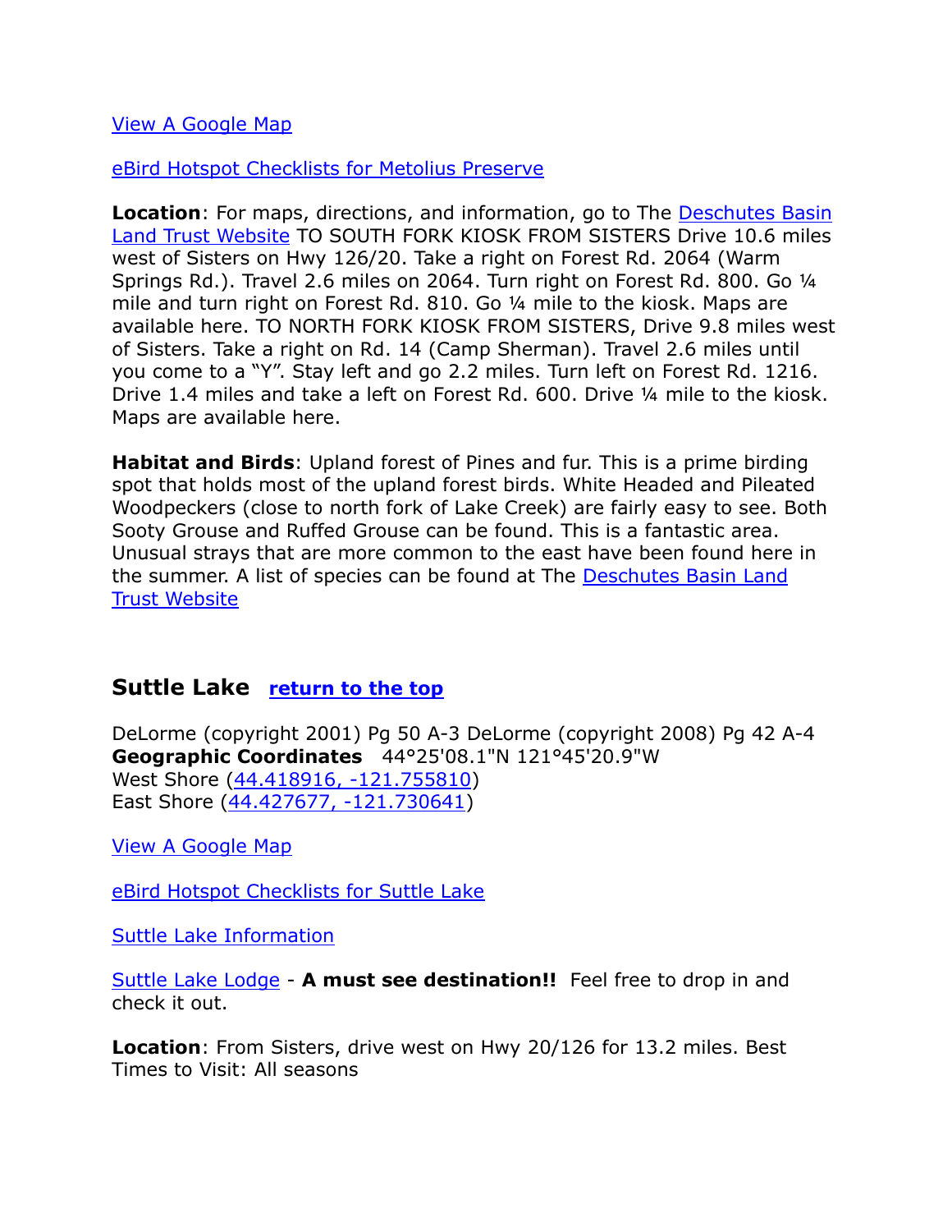View A Google Map

eBird Hotspot Checklists for Metolius Preserve

**Location**: For maps, directions, and information, go to The Deschutes Basin Land Trust Website TO SOUTH FORK KIOSK FROM SISTERS Drive 10.6 miles west of Sisters on Hwy 126/20. Take a right on Forest Rd. 2064 (Warm Springs Rd.). Travel 2.6 miles on 2064. Turn right on Forest Rd. 800. Go ¼ mile and turn right on Forest Rd. 810. Go ¼ mile to the kiosk. Maps are available here. TO NORTH FORK KIOSK FROM SISTERS, Drive 9.8 miles west of Sisters. Take a right on Rd. 14 (Camp Sherman). Travel 2.6 miles until you come to a "Y". Stay left and go 2.2 miles. Turn left on Forest Rd. 1216. Drive 1.4 miles and take a left on Forest Rd. 600. Drive ¼ mile to the kiosk. Maps are available here.

**Habitat and Birds**: Upland forest of Pines and fur. This is a prime birding spot that holds most of the upland forest birds. White Headed and Pileated Woodpeckers (close to north fork of Lake Creek) are fairly easy to see. Both Sooty Grouse and Ruffed Grouse can be found. This is a fantastic area. Unusual strays that are more common to the east have been found here in the summer. A list of species can be found at The Deschutes Basin Land Trust Website

## Suttle Lake return to the top

DeLorme (copyright 2001) Pg 50 A-3 DeLorme (copyright 2008) Pg 42 A-4
**Geographic Coordinates** 44°25'08.1"N 121°45'20.9"W
West Shore (44.418916, -121.755810)
East Shore (44.427677, -121.730641)

View A Google Map

eBird Hotspot Checklists for Suttle Lake

Suttle Lake Information

Suttle Lake Lodge - **A must see destination!!** Feel free to drop in and check it out.

**Location**: From Sisters, drive west on Hwy 20/126 for 13.2 miles. Best Times to Visit: All seasons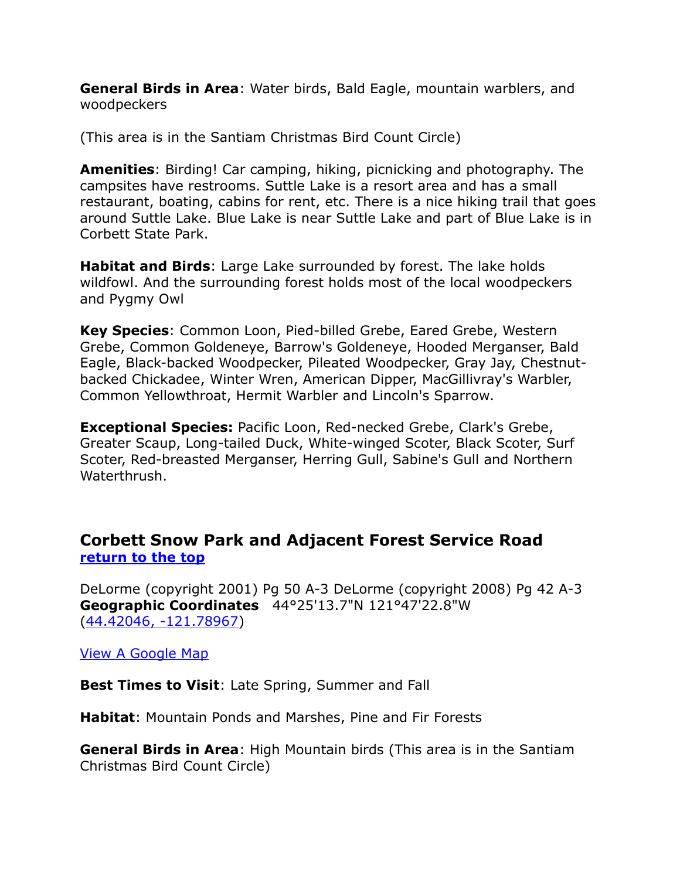**General Birds in Area**: Water birds, Bald Eagle, mountain warblers, and woodpeckers

(This area is in the Santiam Christmas Bird Count Circle)

**Amenities**: Birding! Car camping, hiking, picnicking and photography. The campsites have restrooms. Suttle Lake is a resort area and has a small restaurant, boating, cabins for rent, etc. There is a nice hiking trail that goes around Suttle Lake. Blue Lake is near Suttle Lake and part of Blue Lake is in Corbett State Park.

**Habitat and Birds**: Large Lake surrounded by forest. The lake holds wildfowl. And the surrounding forest holds most of the local woodpeckers and Pygmy Owl

**Key Species**: Common Loon, Pied-billed Grebe, Eared Grebe, Western Grebe, Common Goldeneye, Barrow's Goldeneye, Hooded Merganser, Bald Eagle, Black-backed Woodpecker, Pileated Woodpecker, Gray Jay, Chestnut-backed Chickadee, Winter Wren, American Dipper, MacGillivray's Warbler, Common Yellowthroat, Hermit Warbler and Lincoln's Sparrow.

**Exceptional Species:** Pacific Loon, Red-necked Grebe, Clark's Grebe, Greater Scaup, Long-tailed Duck, White-winged Scoter, Black Scoter, Surf Scoter, Red-breasted Merganser, Herring Gull, Sabine's Gull and Northern Waterthrush.

## Corbett Snow Park and Adjacent Forest Service Road

[return to the top]

DeLorme (copyright 2001) Pg 50 A-3 DeLorme (copyright 2008) Pg 42 A-3
**Geographic Coordinates** 44°25'13.7"N 121°47'22.8"W
(44.42046, -121.78967)

View A Google Map

**Best Times to Visit**: Late Spring, Summer and Fall

**Habitat**: Mountain Ponds and Marshes, Pine and Fir Forests

**General Birds in Area**: High Mountain birds (This area is in the Santiam Christmas Bird Count Circle)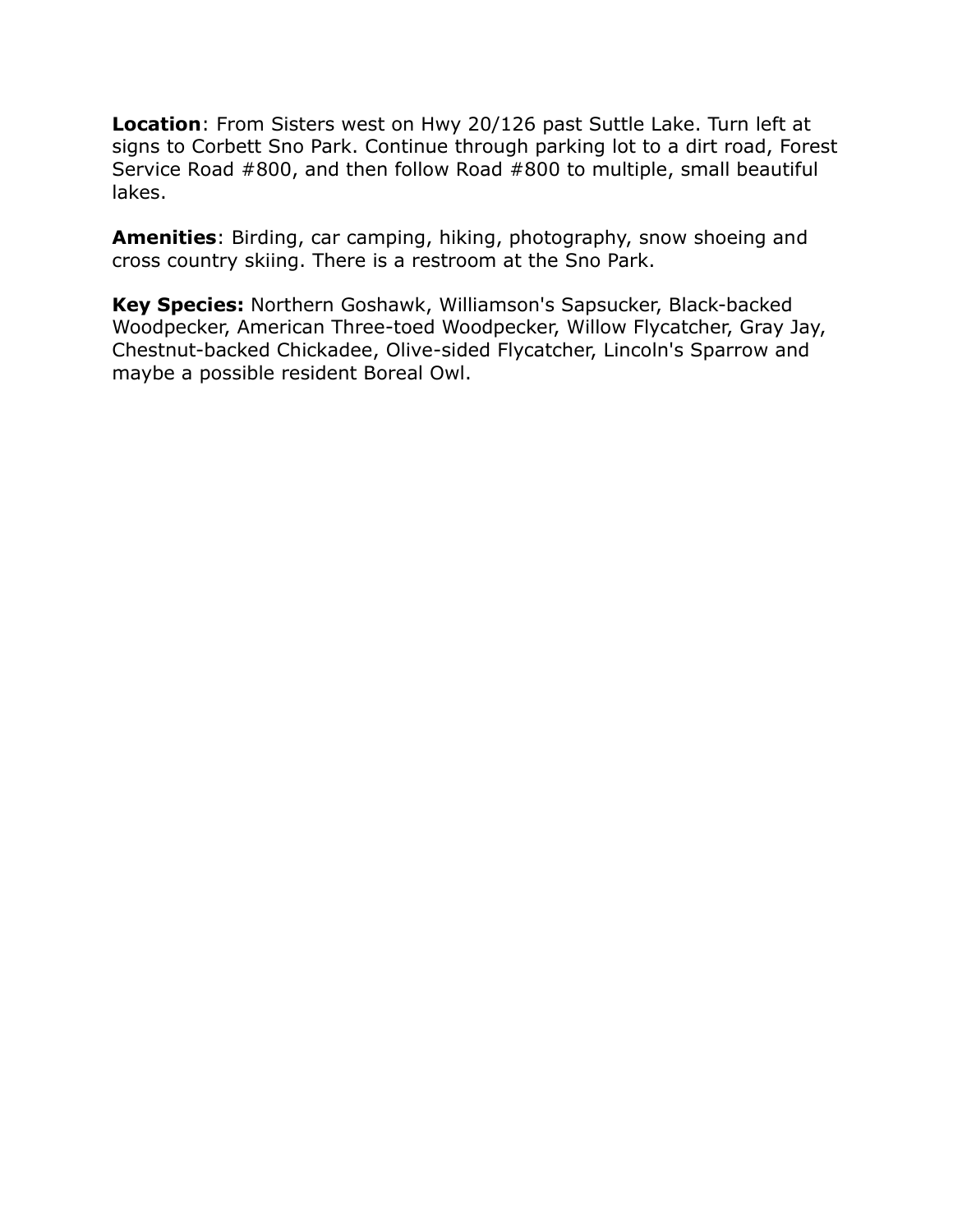**Location**: From Sisters west on Hwy 20/126 past Suttle Lake. Turn left at signs to Corbett Sno Park. Continue through parking lot to a dirt road, Forest Service Road #800, and then follow Road #800 to multiple, small beautiful lakes.

**Amenities**: Birding, car camping, hiking, photography, snow shoeing and cross country skiing. There is a restroom at the Sno Park.

**Key Species:** Northern Goshawk, Williamson's Sapsucker, Black-backed Woodpecker, American Three-toed Woodpecker, Willow Flycatcher, Gray Jay, Chestnut-backed Chickadee, Olive-sided Flycatcher, Lincoln's Sparrow and maybe a possible resident Boreal Owl.